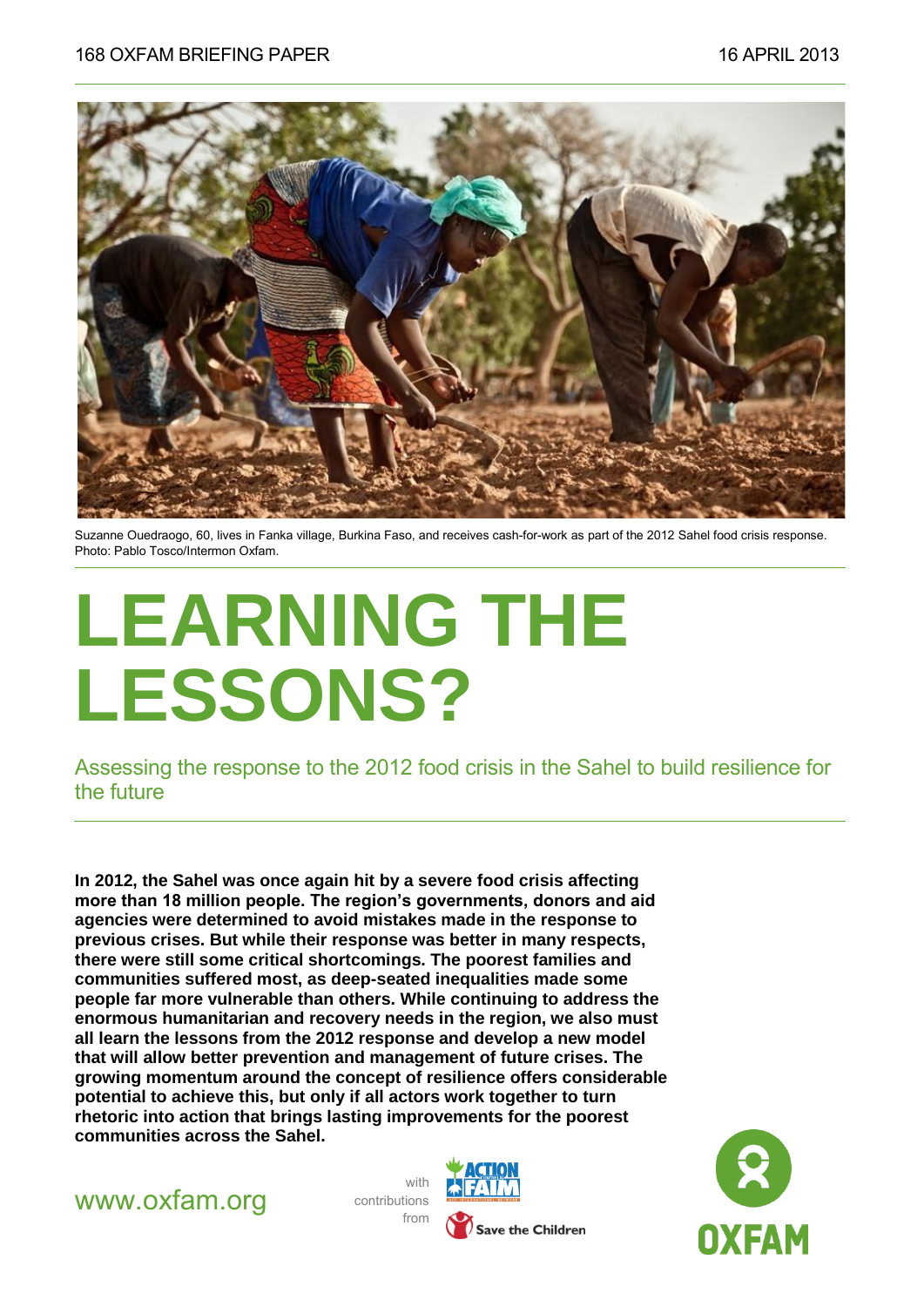168 OXFAM BRIEFING PAPER 16 APRIL 2013

Suzanne Ouedraogo, 60, lives in Fanka village, Burkina Faso, and receives cash-for-work as part of the 2012 Sahel food crisis response. Photo: Pablo Tosco/Intermon Oxfam.

# LEARNING THE LESSONS?

## Assessing the response to the 2012 food crisis in the Sahel to build resilience for the future

**In 2012, the Sahel was once again hit by a severe food crisis affecting more than 18 million people. The region's governments, donors and aid agencies were determined to avoid mistakes made in the response to previous crises. But while their response was better in many respects, there were still some critical shortcomings. The poorest families and communities suffered most, as deep-seated inequalities made some people far more vulnerable than others. While continuing to address the enormous humanitarian and recovery needs in the region, we also must all learn the lessons from the 2012 response and develop a new model that will allow better prevention and management of future crises. The growing momentum around the concept of resilience offers considerable potential to achieve this, but only if all actors work together to turn rhetoric into action that brings lasting improvements for the poorest communities across the Sahel.**

www.oxfam.org

with contributions from Action contre la Faim, Save the Children

OXFAM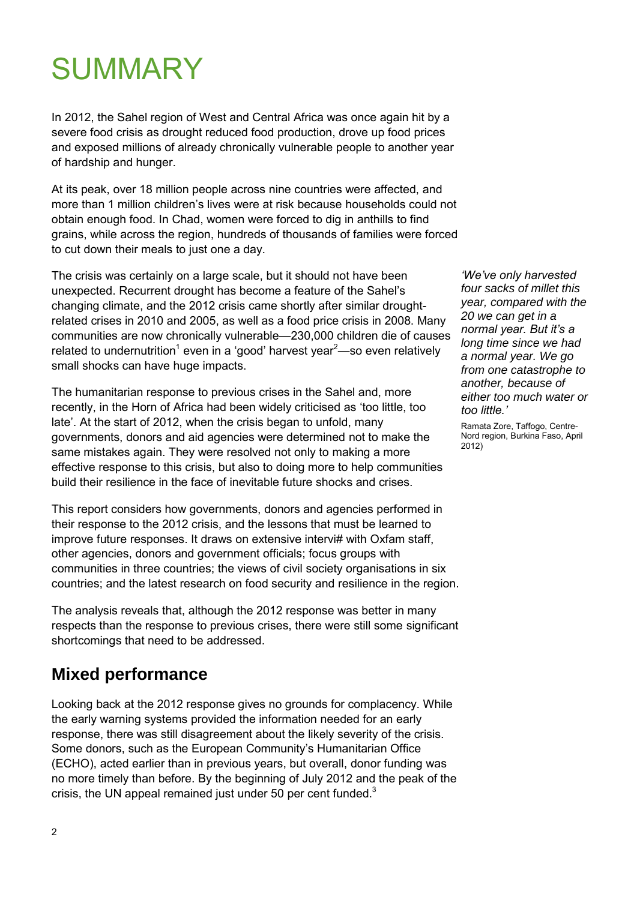# SUMMARY

In 2012, the Sahel region of West and Central Africa was once again hit by a severe food crisis as drought reduced food production, drove up food prices and exposed millions of already chronically vulnerable people to another year of hardship and hunger.

At its peak, over 18 million people across nine countries were affected, and more than 1 million children's lives were at risk because households could not obtain enough food. In Chad, women were forced to dig in anthills to find grains, while across the region, hundreds of thousands of families were forced to cut down their meals to just one a day.

The crisis was certainly on a large scale, but it should not have been unexpected. Recurrent drought has become a feature of the Sahel's changing climate, and the 2012 crisis came shortly after similar drought-related crises in 2010 and 2005, as well as a food price crisis in 2008. Many communities are now chronically vulnerable—230,000 children die of causes related to undernutrition[1] even in a 'good' harvest year[2]—so even relatively small shocks can have huge impacts.

> *'We've only harvested four sacks of millet this year, compared with the 20 we can get in a normal year. But it's a long time since we had a normal year. We go from one catastrophe to another, because of either too much water or too little.'*
>
> Ramata Zore, Taffogo, Centre-Nord region, Burkina Faso, April 2012)

The humanitarian response to previous crises in the Sahel and, more recently, in the Horn of Africa had been widely criticised as 'too little, too late'. At the start of 2012, when the crisis began to unfold, many governments, donors and aid agencies were determined not to make the same mistakes again. They were resolved not only to making a more effective response to this crisis, but also to doing more to help communities build their resilience in the face of inevitable future shocks and crises.

This report considers how governments, donors and agencies performed in their response to the 2012 crisis, and the lessons that must be learned to improve future responses. It draws on extensive intervi# with Oxfam staff, other agencies, donors and government officials; focus groups with communities in three countries; the views of civil society organisations in six countries; and the latest research on food security and resilience in the region.

The analysis reveals that, although the 2012 response was better in many respects than the response to previous crises, there were still some significant shortcomings that need to be addressed.

## Mixed performance

Looking back at the 2012 response gives no grounds for complacency. While the early warning systems provided the information needed for an early response, there was still disagreement about the likely severity of the crisis. Some donors, such as the European Community's Humanitarian Office (ECHO), acted earlier than in previous years, but overall, donor funding was no more timely than before. By the beginning of July 2012 and the peak of the crisis, the UN appeal remained just under 50 per cent funded.[3]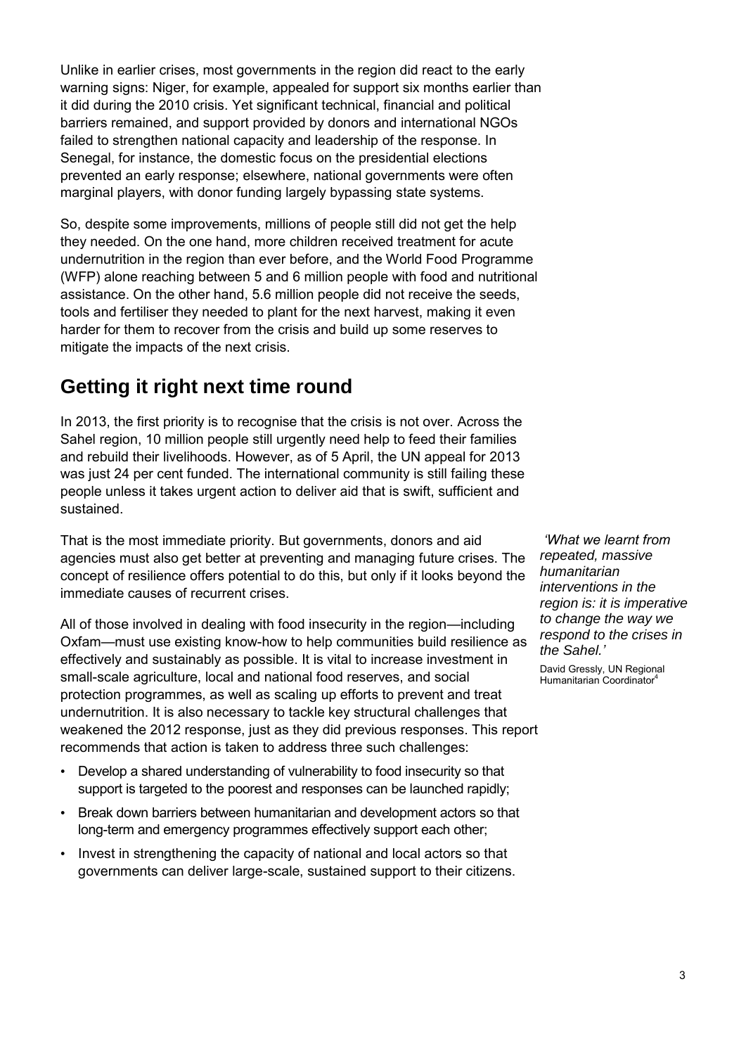Unlike in earlier crises, most governments in the region did react to the early warning signs: Niger, for example, appealed for support six months earlier than it did during the 2010 crisis. Yet significant technical, financial and political barriers remained, and support provided by donors and international NGOs failed to strengthen national capacity and leadership of the response. In Senegal, for instance, the domestic focus on the presidential elections prevented an early response; elsewhere, national governments were often marginal players, with donor funding largely bypassing state systems.

So, despite some improvements, millions of people still did not get the help they needed. On the one hand, more children received treatment for acute undernutrition in the region than ever before, and the World Food Programme (WFP) alone reaching between 5 and 6 million people with food and nutritional assistance. On the other hand, 5.6 million people did not receive the seeds, tools and fertiliser they needed to plant for the next harvest, making it even harder for them to recover from the crisis and build up some reserves to mitigate the impacts of the next crisis.

## Getting it right next time round

In 2013, the first priority is to recognise that the crisis is not over. Across the Sahel region, 10 million people still urgently need help to feed their families and rebuild their livelihoods. However, as of 5 April, the UN appeal for 2013 was just 24 per cent funded. The international community is still failing these people unless it takes urgent action to deliver aid that is swift, sufficient and sustained.

That is the most immediate priority. But governments, donors and aid agencies must also get better at preventing and managing future crises. The concept of resilience offers potential to do this, but only if it looks beyond the immediate causes of recurrent crises.

*'What we learnt from repeated, massive humanitarian interventions in the region is: it is imperative to change the way we respond to the crises in the Sahel.'*

David Gressly, UN Regional Humanitarian Coordinator[4]

All of those involved in dealing with food insecurity in the region—including Oxfam—must use existing know-how to help communities build resilience as effectively and sustainably as possible. It is vital to increase investment in small-scale agriculture, local and national food reserves, and social protection programmes, as well as scaling up efforts to prevent and treat undernutrition. It is also necessary to tackle key structural challenges that weakened the 2012 response, just as they did previous responses. This report recommends that action is taken to address three such challenges:

- Develop a shared understanding of vulnerability to food insecurity so that support is targeted to the poorest and responses can be launched rapidly;
- Break down barriers between humanitarian and development actors so that long-term and emergency programmes effectively support each other;
- Invest in strengthening the capacity of national and local actors so that governments can deliver large-scale, sustained support to their citizens.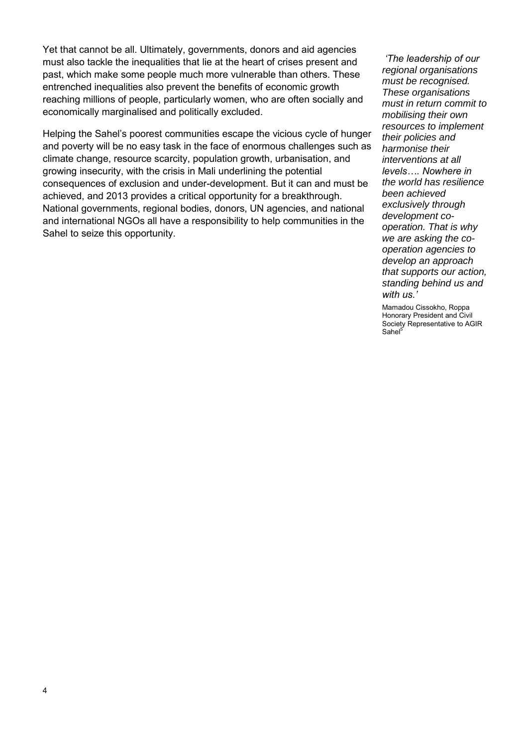Yet that cannot be all. Ultimately, governments, donors and aid agencies must also tackle the inequalities that lie at the heart of crises present and past, which make some people much more vulnerable than others. These entrenched inequalities also prevent the benefits of economic growth reaching millions of people, particularly women, who are often socially and economically marginalised and politically excluded.

Helping the Sahel's poorest communities escape the vicious cycle of hunger and poverty will be no easy task in the face of enormous challenges such as climate change, resource scarcity, population growth, urbanisation, and growing insecurity, with the crisis in Mali underlining the potential consequences of exclusion and under-development. But it can and must be achieved, and 2013 provides a critical opportunity for a breakthrough. National governments, regional bodies, donors, UN agencies, and national and international NGOs all have a responsibility to help communities in the Sahel to seize this opportunity.

*'The leadership of our regional organisations must be recognised. These organisations must in return commit to mobilising their own resources to implement their policies and harmonise their interventions at all levels…. Nowhere in the world has resilience been achieved exclusively through development co-operation. That is why we are asking the co-operation agencies to develop an approach that supports our action, standing behind us and with us.'*

Mamadou Cissokho, Roppa Honorary President and Civil Society Representative to AGIR Sahel[5]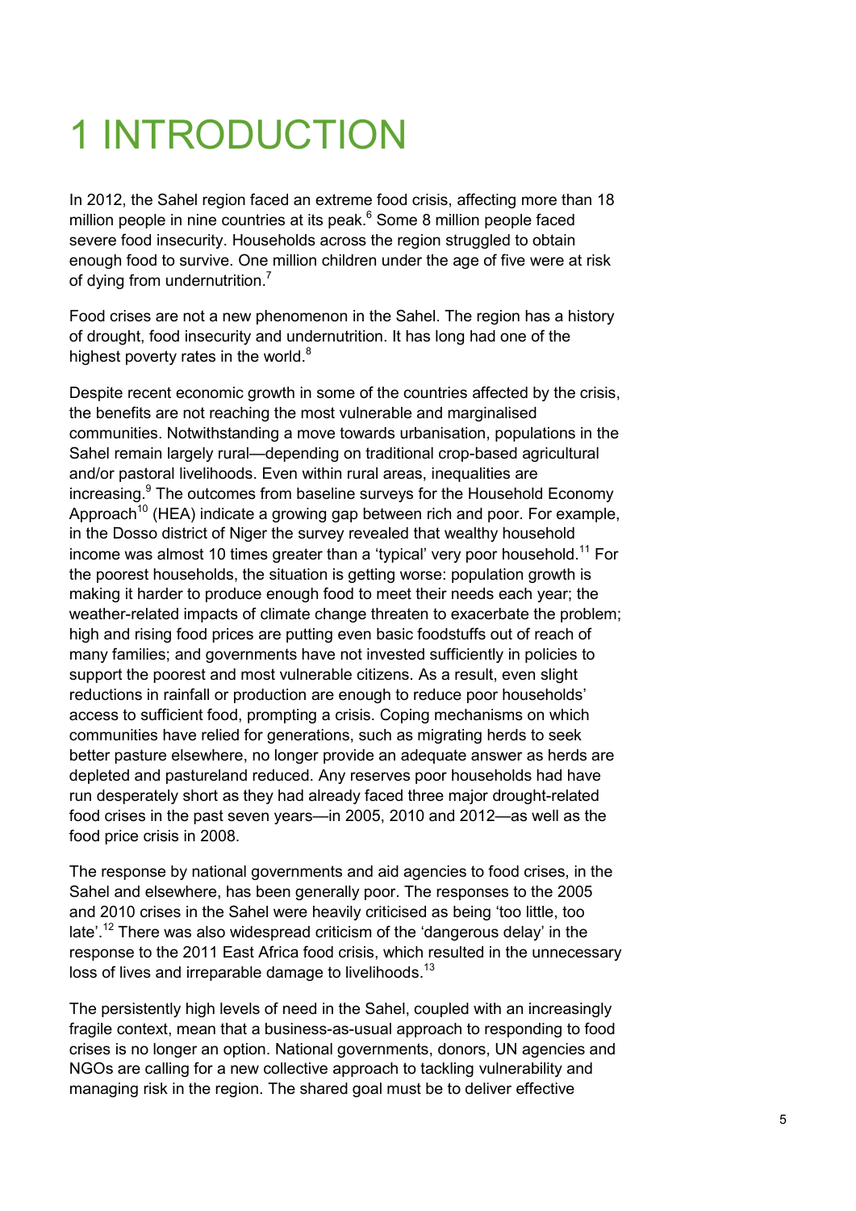# 1 INTRODUCTION

In 2012, the Sahel region faced an extreme food crisis, affecting more than 18 million people in nine countries at its peak.[6] Some 8 million people faced severe food insecurity. Households across the region struggled to obtain enough food to survive. One million children under the age of five were at risk of dying from undernutrition.[7]

Food crises are not a new phenomenon in the Sahel. The region has a history of drought, food insecurity and undernutrition. It has long had one of the highest poverty rates in the world.[8]

Despite recent economic growth in some of the countries affected by the crisis, the benefits are not reaching the most vulnerable and marginalised communities. Notwithstanding a move towards urbanisation, populations in the Sahel remain largely rural—depending on traditional crop-based agricultural and/or pastoral livelihoods. Even within rural areas, inequalities are increasing.[9] The outcomes from baseline surveys for the Household Economy Approach[10] (HEA) indicate a growing gap between rich and poor. For example, in the Dosso district of Niger the survey revealed that wealthy household income was almost 10 times greater than a 'typical' very poor household.[11] For the poorest households, the situation is getting worse: population growth is making it harder to produce enough food to meet their needs each year; the weather-related impacts of climate change threaten to exacerbate the problem; high and rising food prices are putting even basic foodstuffs out of reach of many families; and governments have not invested sufficiently in policies to support the poorest and most vulnerable citizens. As a result, even slight reductions in rainfall or production are enough to reduce poor households' access to sufficient food, prompting a crisis. Coping mechanisms on which communities have relied for generations, such as migrating herds to seek better pasture elsewhere, no longer provide an adequate answer as herds are depleted and pastureland reduced. Any reserves poor households had have run desperately short as they had already faced three major drought-related food crises in the past seven years—in 2005, 2010 and 2012—as well as the food price crisis in 2008.

The response by national governments and aid agencies to food crises, in the Sahel and elsewhere, has been generally poor. The responses to the 2005 and 2010 crises in the Sahel were heavily criticised as being 'too little, too late'.[12] There was also widespread criticism of the 'dangerous delay' in the response to the 2011 East Africa food crisis, which resulted in the unnecessary loss of lives and irreparable damage to livelihoods.[13]

The persistently high levels of need in the Sahel, coupled with an increasingly fragile context, mean that a business-as-usual approach to responding to food crises is no longer an option. National governments, donors, UN agencies and NGOs are calling for a new collective approach to tackling vulnerability and managing risk in the region. The shared goal must be to deliver effective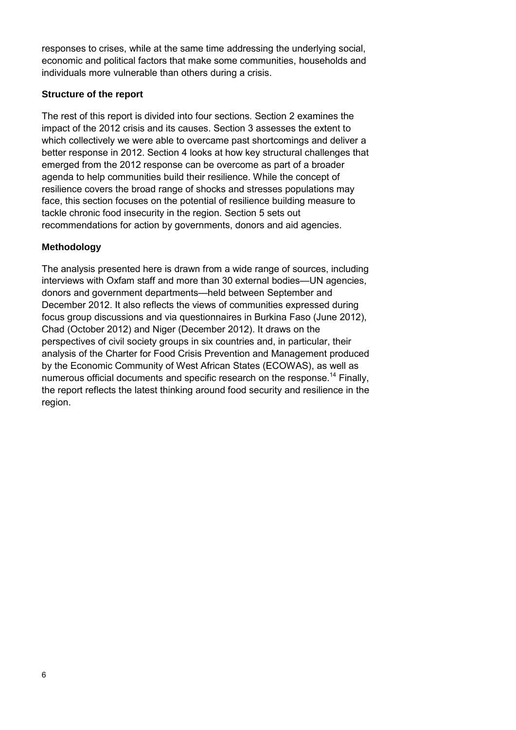responses to crises, while at the same time addressing the underlying social, economic and political factors that make some communities, households and individuals more vulnerable than others during a crisis.

### Structure of the report

The rest of this report is divided into four sections. Section 2 examines the impact of the 2012 crisis and its causes. Section 3 assesses the extent to which collectively we were able to overcame past shortcomings and deliver a better response in 2012. Section 4 looks at how key structural challenges that emerged from the 2012 response can be overcome as part of a broader agenda to help communities build their resilience. While the concept of resilience covers the broad range of shocks and stresses populations may face, this section focuses on the potential of resilience building measure to tackle chronic food insecurity in the region. Section 5 sets out recommendations for action by governments, donors and aid agencies.

### Methodology

The analysis presented here is drawn from a wide range of sources, including interviews with Oxfam staff and more than 30 external bodies—UN agencies, donors and government departments—held between September and December 2012. It also reflects the views of communities expressed during focus group discussions and via questionnaires in Burkina Faso (June 2012), Chad (October 2012) and Niger (December 2012). It draws on the perspectives of civil society groups in six countries and, in particular, their analysis of the Charter for Food Crisis Prevention and Management produced by the Economic Community of West African States (ECOWAS), as well as numerous official documents and specific research on the response.[14] Finally, the report reflects the latest thinking around food security and resilience in the region.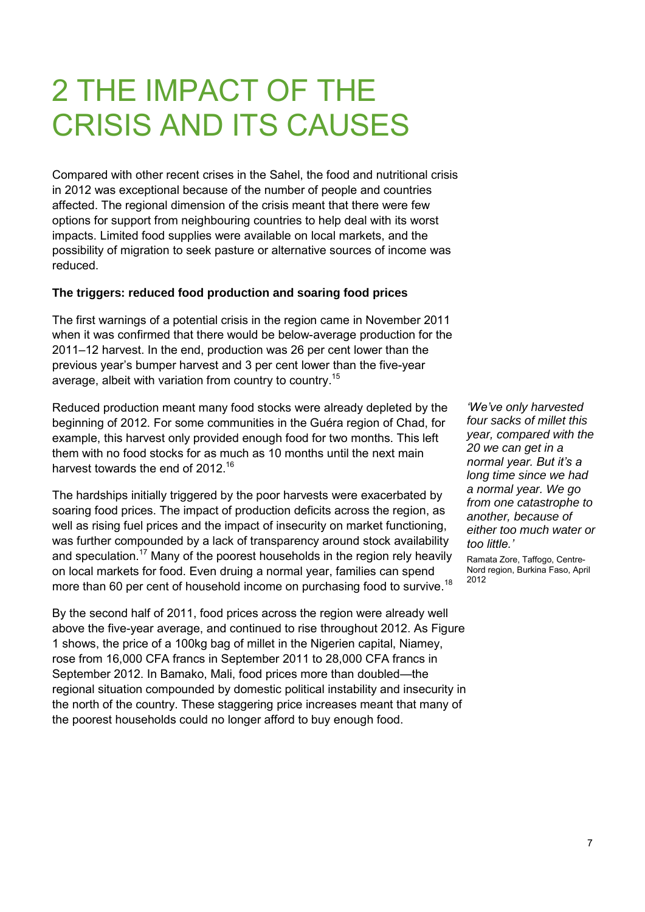# 2 THE IMPACT OF THE CRISIS AND ITS CAUSES

Compared with other recent crises in the Sahel, the food and nutritional crisis in 2012 was exceptional because of the number of people and countries affected. The regional dimension of the crisis meant that there were few options for support from neighbouring countries to help deal with its worst impacts. Limited food supplies were available on local markets, and the possibility of migration to seek pasture or alternative sources of income was reduced.

**The triggers: reduced food production and soaring food prices**

The first warnings of a potential crisis in the region came in November 2011 when it was confirmed that there would be below-average production for the 2011–12 harvest. In the end, production was 26 per cent lower than the previous year's bumper harvest and 3 per cent lower than the five-year average, albeit with variation from country to country.[15]

Reduced production meant many food stocks were already depleted by the beginning of 2012. For some communities in the Guéra region of Chad, for example, this harvest only provided enough food for two months. This left them with no food stocks for as much as 10 months until the next main harvest towards the end of 2012.[16]

*'We've only harvested four sacks of millet this year, compared with the 20 we can get in a normal year. But it's a long time since we had a normal year. We go from one catastrophe to another, because of either too much water or too little.'*

Ramata Zore, Taffogo, Centre-Nord region, Burkina Faso, April 2012

The hardships initially triggered by the poor harvests were exacerbated by soaring food prices. The impact of production deficits across the region, as well as rising fuel prices and the impact of insecurity on market functioning, was further compounded by a lack of transparency around stock availability and speculation.[17] Many of the poorest households in the region rely heavily on local markets for food. Even druing a normal year, families can spend more than 60 per cent of household income on purchasing food to survive.[18]

By the second half of 2011, food prices across the region were already well above the five-year average, and continued to rise throughout 2012. As Figure 1 shows, the price of a 100kg bag of millet in the Nigerien capital, Niamey, rose from 16,000 CFA francs in September 2011 to 28,000 CFA francs in September 2012. In Bamako, Mali, food prices more than doubled—the regional situation compounded by domestic political instability and insecurity in the north of the country. These staggering price increases meant that many of the poorest households could no longer afford to buy enough food.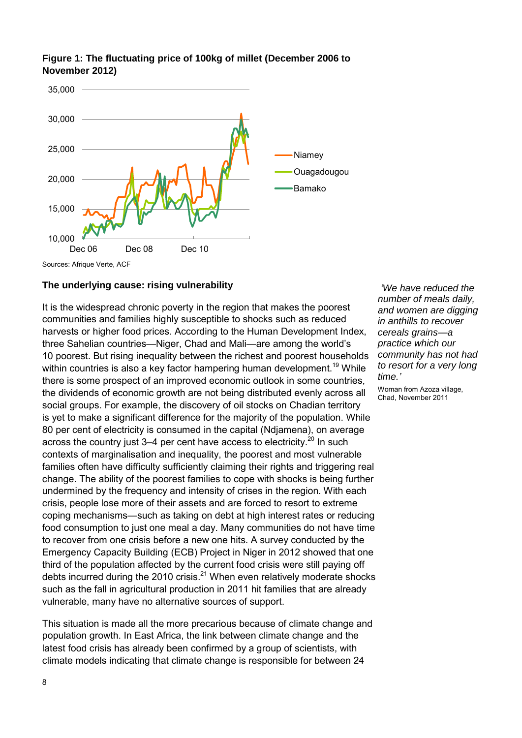**Figure 1: The fluctuating price of 100kg of millet (December 2006 to November 2012)**

Sources: Afrique Verte, ACF

### The underlying cause: rising vulnerability

It is the widespread chronic poverty in the region that makes the poorest communities and families highly susceptible to shocks such as reduced harvests or higher food prices. According to the Human Development Index, three Sahelian countries—Niger, Chad and Mali—are among the world's 10 poorest. But rising inequality between the richest and poorest households within countries is also a key factor hampering human development.[19] While there is some prospect of an improved economic outlook in some countries, the dividends of economic growth are not being distributed evenly across all social groups. For example, the discovery of oil stocks on Chadian territory is yet to make a significant difference for the majority of the population. While 80 per cent of electricity is consumed in the capital (Ndjamena), on average across the country just 3–4 per cent have access to electricity.[20] In such contexts of marginalisation and inequality, the poorest and most vulnerable families often have difficulty sufficiently claiming their rights and triggering real change. The ability of the poorest families to cope with shocks is being further undermined by the frequency and intensity of crises in the region. With each crisis, people lose more of their assets and are forced to resort to extreme coping mechanisms—such as taking on debt at high interest rates or reducing food consumption to just one meal a day. Many communities do not have time to recover from one crisis before a new one hits. A survey conducted by the Emergency Capacity Building (ECB) Project in Niger in 2012 showed that one third of the population affected by the current food crisis were still paying off debts incurred during the 2010 crisis.[21] When even relatively moderate shocks such as the fall in agricultural production in 2011 hit families that are already vulnerable, many have no alternative sources of support.

*'We have reduced the number of meals daily, and women are digging in anthills to recover cereals grains—a practice which our community has not had to resort for a very long time.'*

Woman from Azoza village, Chad, November 2011

This situation is made all the more precarious because of climate change and population growth. In East Africa, the link between climate change and the latest food crisis has already been confirmed by a group of scientists, with climate models indicating that climate change is responsible for between 24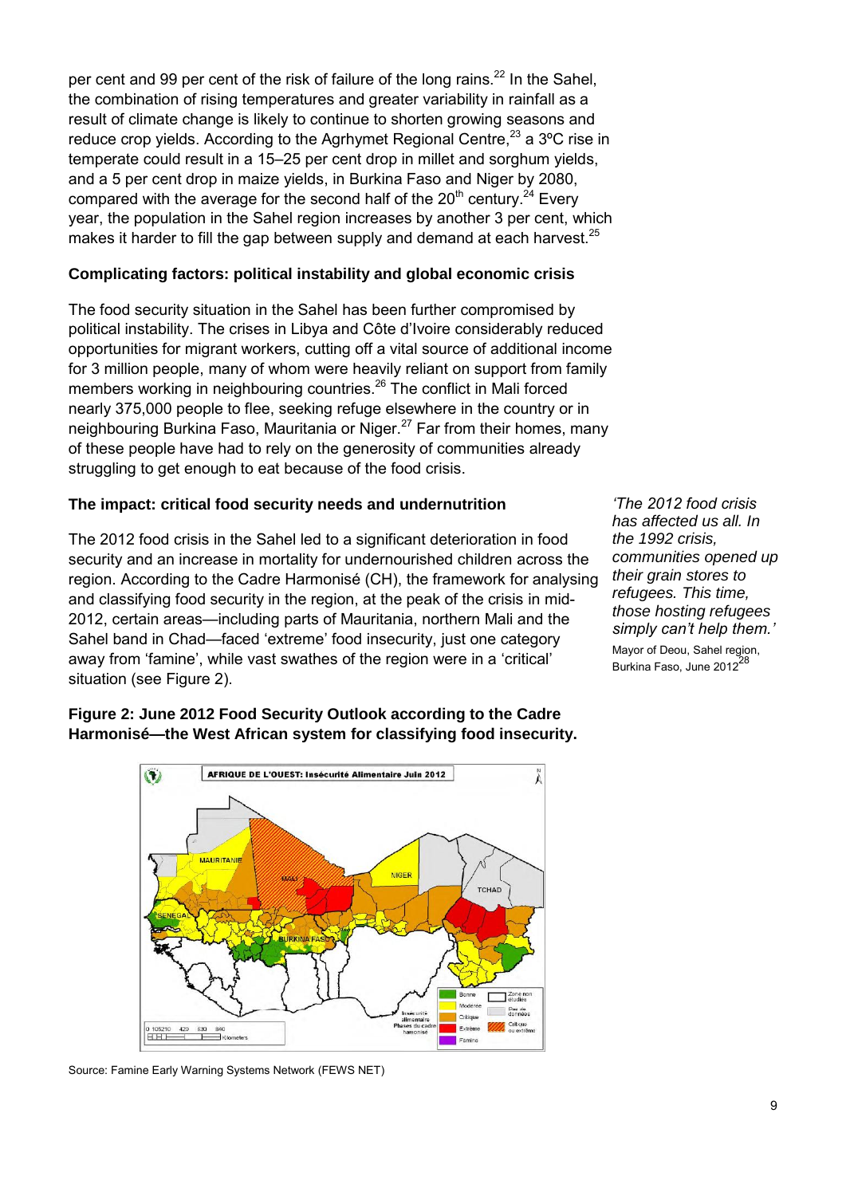per cent and 99 per cent of the risk of failure of the long rains.[22] In the Sahel, the combination of rising temperatures and greater variability in rainfall as a result of climate change is likely to continue to shorten growing seasons and reduce crop yields. According to the Agrhymet Regional Centre,[23] a 3ºC rise in temperate could result in a 15–25 per cent drop in millet and sorghum yields, and a 5 per cent drop in maize yields, in Burkina Faso and Niger by 2080, compared with the average for the second half of the 20th century.[24] Every year, the population in the Sahel region increases by another 3 per cent, which makes it harder to fill the gap between supply and demand at each harvest.[25]

### Complicating factors: political instability and global economic crisis

The food security situation in the Sahel has been further compromised by political instability. The crises in Libya and Côte d'Ivoire considerably reduced opportunities for migrant workers, cutting off a vital source of additional income for 3 million people, many of whom were heavily reliant on support from family members working in neighbouring countries.[26] The conflict in Mali forced nearly 375,000 people to flee, seeking refuge elsewhere in the country or in neighbouring Burkina Faso, Mauritania or Niger.[27] Far from their homes, many of these people have had to rely on the generosity of communities already struggling to get enough to eat because of the food crisis.

### The impact: critical food security needs and undernutrition

The 2012 food crisis in the Sahel led to a significant deterioration in food security and an increase in mortality for undernourished children across the region. According to the Cadre Harmonisé (CH), the framework for analysing and classifying food security in the region, at the peak of the crisis in mid-2012, certain areas—including parts of Mauritania, northern Mali and the Sahel band in Chad—faced 'extreme' food insecurity, just one category away from 'famine', while vast swathes of the region were in a 'critical' situation (see Figure 2).

> *'The 2012 food crisis has affected us all. In the 1992 crisis, communities opened up their grain stores to refugees. This time, those hosting refugees simply can't help them.'*
>
> Mayor of Deou, Sahel region, Burkina Faso, June 2012[28]

**Figure 2: June 2012 Food Security Outlook according to the Cadre Harmonisé—the West African system for classifying food insecurity.**

Source: Famine Early Warning Systems Network (FEWS NET)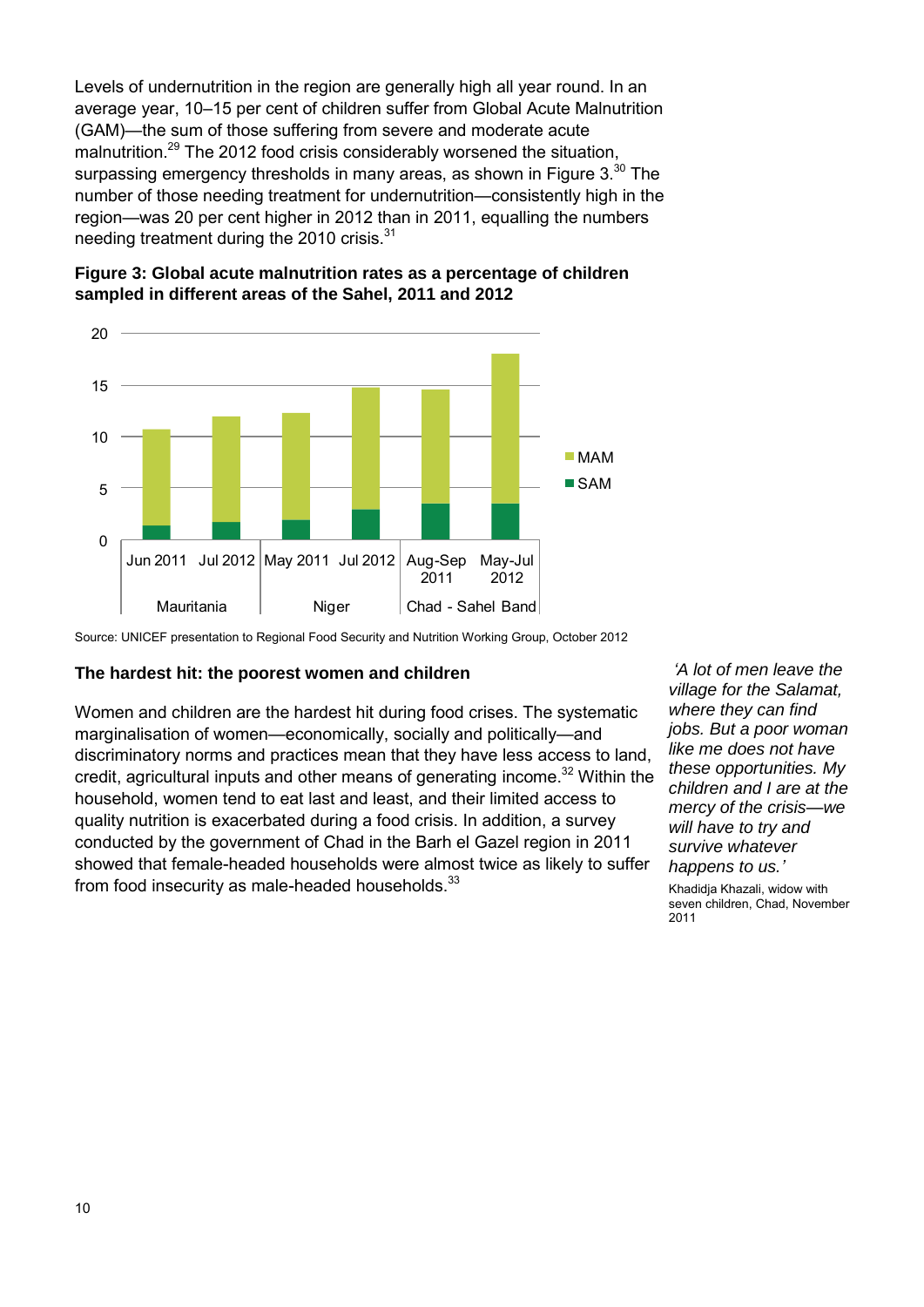Levels of undernutrition in the region are generally high all year round. In an average year, 10–15 per cent of children suffer from Global Acute Malnutrition (GAM)—the sum of those suffering from severe and moderate acute malnutrition.[29] The 2012 food crisis considerably worsened the situation, surpassing emergency thresholds in many areas, as shown in Figure 3.[30] The number of those needing treatment for undernutrition—consistently high in the region—was 20 per cent higher in 2012 than in 2011, equalling the numbers needing treatment during the 2010 crisis.[31]

**Figure 3: Global acute malnutrition rates as a percentage of children sampled in different areas of the Sahel, 2011 and 2012**

Source: UNICEF presentation to Regional Food Security and Nutrition Working Group, October 2012

### The hardest hit: the poorest women and children

Women and children are the hardest hit during food crises. The systematic marginalisation of women—economically, socially and politically—and discriminatory norms and practices mean that they have less access to land, credit, agricultural inputs and other means of generating income.[32] Within the household, women tend to eat last and least, and their limited access to quality nutrition is exacerbated during a food crisis. In addition, a survey conducted by the government of Chad in the Barh el Gazel region in 2011 showed that female-headed households were almost twice as likely to suffer from food insecurity as male-headed households.[33]

*'A lot of men leave the village for the Salamat, where they can find jobs. But a poor woman like me does not have these opportunities. My children and I are at the mercy of the crisis—we will have to try and survive whatever happens to us.'*

Khadidja Khazali, widow with seven children, Chad, November 2011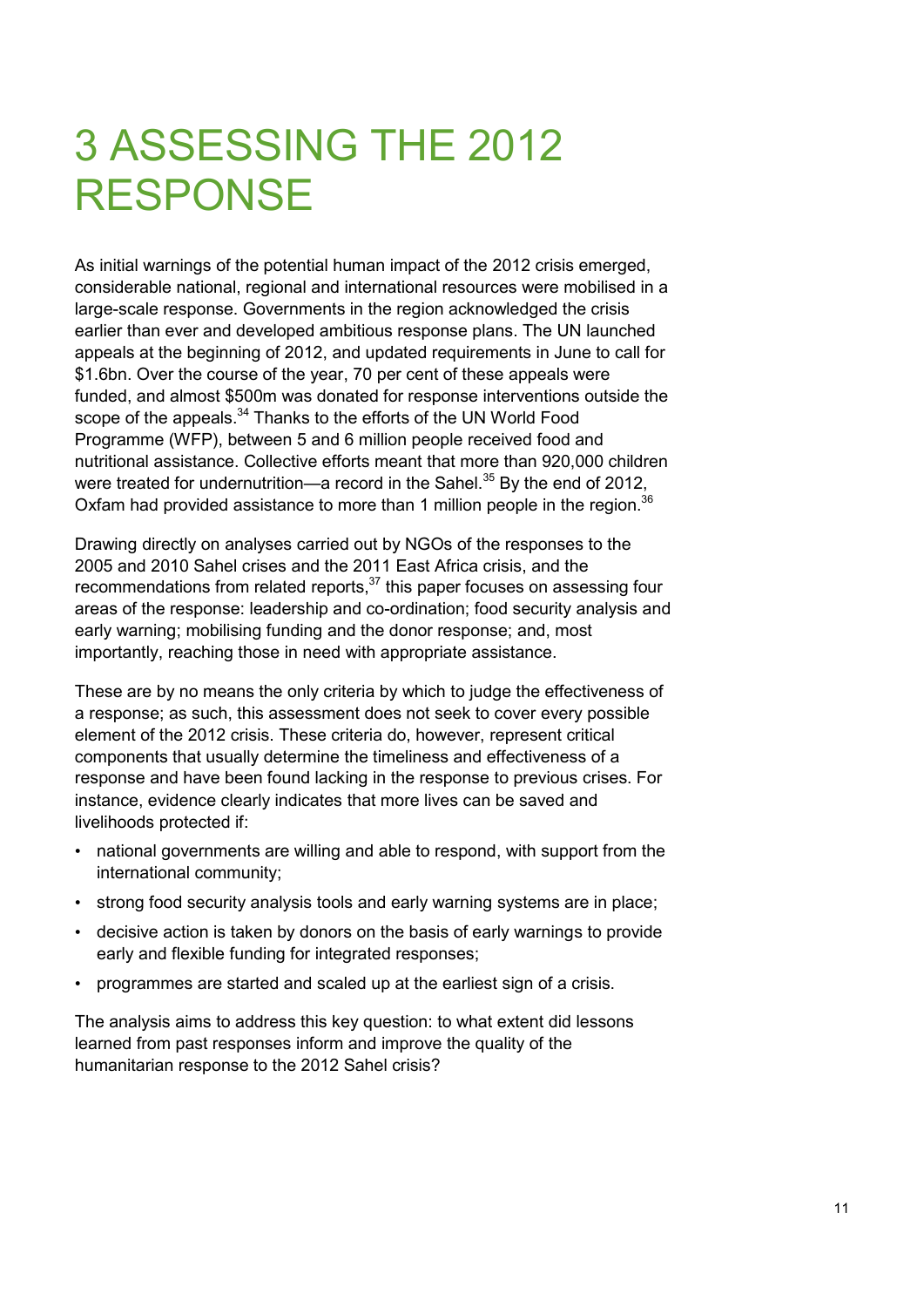# 3 ASSESSING THE 2012 RESPONSE

As initial warnings of the potential human impact of the 2012 crisis emerged, considerable national, regional and international resources were mobilised in a large-scale response. Governments in the region acknowledged the crisis earlier than ever and developed ambitious response plans. The UN launched appeals at the beginning of 2012, and updated requirements in June to call for \$1.6bn. Over the course of the year, 70 per cent of these appeals were funded, and almost \$500m was donated for response interventions outside the scope of the appeals.[34] Thanks to the efforts of the UN World Food Programme (WFP), between 5 and 6 million people received food and nutritional assistance. Collective efforts meant that more than 920,000 children were treated for undernutrition—a record in the Sahel.[35] By the end of 2012, Oxfam had provided assistance to more than 1 million people in the region.[36]

Drawing directly on analyses carried out by NGOs of the responses to the 2005 and 2010 Sahel crises and the 2011 East Africa crisis, and the recommendations from related reports,[37] this paper focuses on assessing four areas of the response: leadership and co-ordination; food security analysis and early warning; mobilising funding and the donor response; and, most importantly, reaching those in need with appropriate assistance.

These are by no means the only criteria by which to judge the effectiveness of a response; as such, this assessment does not seek to cover every possible element of the 2012 crisis. These criteria do, however, represent critical components that usually determine the timeliness and effectiveness of a response and have been found lacking in the response to previous crises. For instance, evidence clearly indicates that more lives can be saved and livelihoods protected if:

- national governments are willing and able to respond, with support from the international community;
- strong food security analysis tools and early warning systems are in place;
- decisive action is taken by donors on the basis of early warnings to provide early and flexible funding for integrated responses;
- programmes are started and scaled up at the earliest sign of a crisis.

The analysis aims to address this key question: to what extent did lessons learned from past responses inform and improve the quality of the humanitarian response to the 2012 Sahel crisis?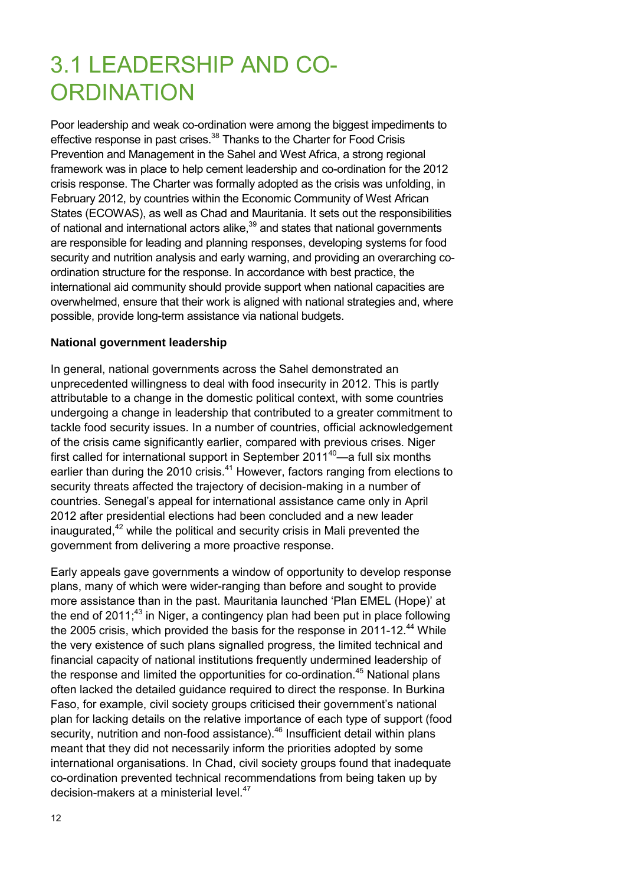# 3.1 LEADERSHIP AND CO-ORDINATION

Poor leadership and weak co-ordination were among the biggest impediments to effective response in past crises.[38] Thanks to the Charter for Food Crisis Prevention and Management in the Sahel and West Africa, a strong regional framework was in place to help cement leadership and co-ordination for the 2012 crisis response. The Charter was formally adopted as the crisis was unfolding, in February 2012, by countries within the Economic Community of West African States (ECOWAS), as well as Chad and Mauritania. It sets out the responsibilities of national and international actors alike,[39] and states that national governments are responsible for leading and planning responses, developing systems for food security and nutrition analysis and early warning, and providing an overarching co-ordination structure for the response. In accordance with best practice, the international aid community should provide support when national capacities are overwhelmed, ensure that their work is aligned with national strategies and, where possible, provide long-term assistance via national budgets.

**National government leadership**

In general, national governments across the Sahel demonstrated an unprecedented willingness to deal with food insecurity in 2012. This is partly attributable to a change in the domestic political context, with some countries undergoing a change in leadership that contributed to a greater commitment to tackle food security issues. In a number of countries, official acknowledgement of the crisis came significantly earlier, compared with previous crises. Niger first called for international support in September 2011[40]—a full six months earlier than during the 2010 crisis.[41] However, factors ranging from elections to security threats affected the trajectory of decision-making in a number of countries. Senegal's appeal for international assistance came only in April 2012 after presidential elections had been concluded and a new leader inaugurated,[42] while the political and security crisis in Mali prevented the government from delivering a more proactive response.

Early appeals gave governments a window of opportunity to develop response plans, many of which were wider-ranging than before and sought to provide more assistance than in the past. Mauritania launched 'Plan EMEL (Hope)' at the end of 2011;[43] in Niger, a contingency plan had been put in place following the 2005 crisis, which provided the basis for the response in 2011-12.[44] While the very existence of such plans signalled progress, the limited technical and financial capacity of national institutions frequently undermined leadership of the response and limited the opportunities for co-ordination.[45] National plans often lacked the detailed guidance required to direct the response. In Burkina Faso, for example, civil society groups criticised their government's national plan for lacking details on the relative importance of each type of support (food security, nutrition and non-food assistance).[46] Insufficient detail within plans meant that they did not necessarily inform the priorities adopted by some international organisations. In Chad, civil society groups found that inadequate co-ordination prevented technical recommendations from being taken up by decision-makers at a ministerial level.[47]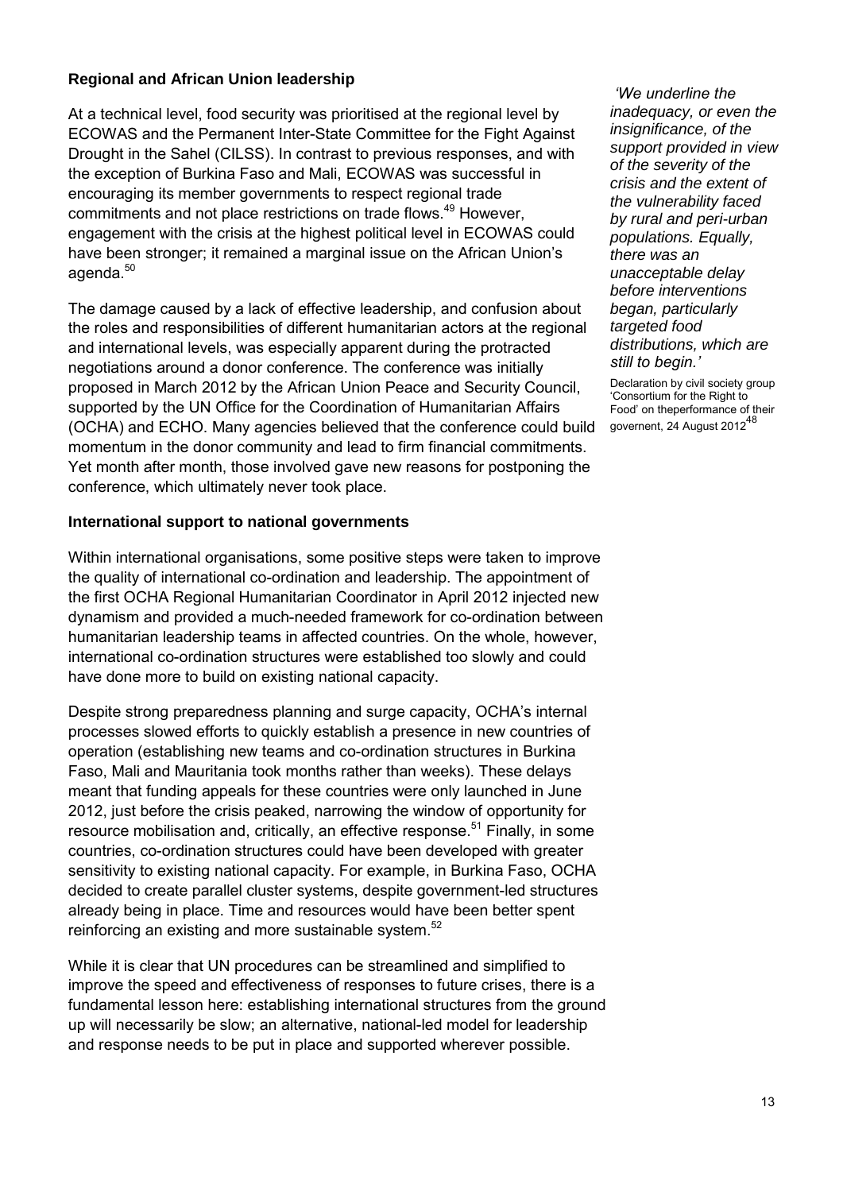### Regional and African Union leadership

At a technical level, food security was prioritised at the regional level by ECOWAS and the Permanent Inter-State Committee for the Fight Against Drought in the Sahel (CILSS). In contrast to previous responses, and with the exception of Burkina Faso and Mali, ECOWAS was successful in encouraging its member governments to respect regional trade commitments and not place restrictions on trade flows.[49] However, engagement with the crisis at the highest political level in ECOWAS could have been stronger; it remained a marginal issue on the African Union's agenda.[50]

The damage caused by a lack of effective leadership, and confusion about the roles and responsibilities of different humanitarian actors at the regional and international levels, was especially apparent during the protracted negotiations around a donor conference. The conference was initially proposed in March 2012 by the African Union Peace and Security Council, supported by the UN Office for the Coordination of Humanitarian Affairs (OCHA) and ECHO. Many agencies believed that the conference could build momentum in the donor community and lead to firm financial commitments. Yet month after month, those involved gave new reasons for postponing the conference, which ultimately never took place.

*'We underline the inadequacy, or even the insignificance, of the support provided in view of the severity of the crisis and the extent of the vulnerability faced by rural and peri-urban populations. Equally, there was an unacceptable delay before interventions began, particularly targeted food distributions, which are still to begin.'*

Declaration by civil society group 'Consortium for the Right to Food' on theperformance of their governent, 24 August 2012[48]

### International support to national governments

Within international organisations, some positive steps were taken to improve the quality of international co-ordination and leadership. The appointment of the first OCHA Regional Humanitarian Coordinator in April 2012 injected new dynamism and provided a much-needed framework for co-ordination between humanitarian leadership teams in affected countries. On the whole, however, international co-ordination structures were established too slowly and could have done more to build on existing national capacity.

Despite strong preparedness planning and surge capacity, OCHA's internal processes slowed efforts to quickly establish a presence in new countries of operation (establishing new teams and co-ordination structures in Burkina Faso, Mali and Mauritania took months rather than weeks). These delays meant that funding appeals for these countries were only launched in June 2012, just before the crisis peaked, narrowing the window of opportunity for resource mobilisation and, critically, an effective response.[51] Finally, in some countries, co-ordination structures could have been developed with greater sensitivity to existing national capacity. For example, in Burkina Faso, OCHA decided to create parallel cluster systems, despite government-led structures already being in place. Time and resources would have been better spent reinforcing an existing and more sustainable system.[52]

While it is clear that UN procedures can be streamlined and simplified to improve the speed and effectiveness of responses to future crises, there is a fundamental lesson here: establishing international structures from the ground up will necessarily be slow; an alternative, national-led model for leadership and response needs to be put in place and supported wherever possible.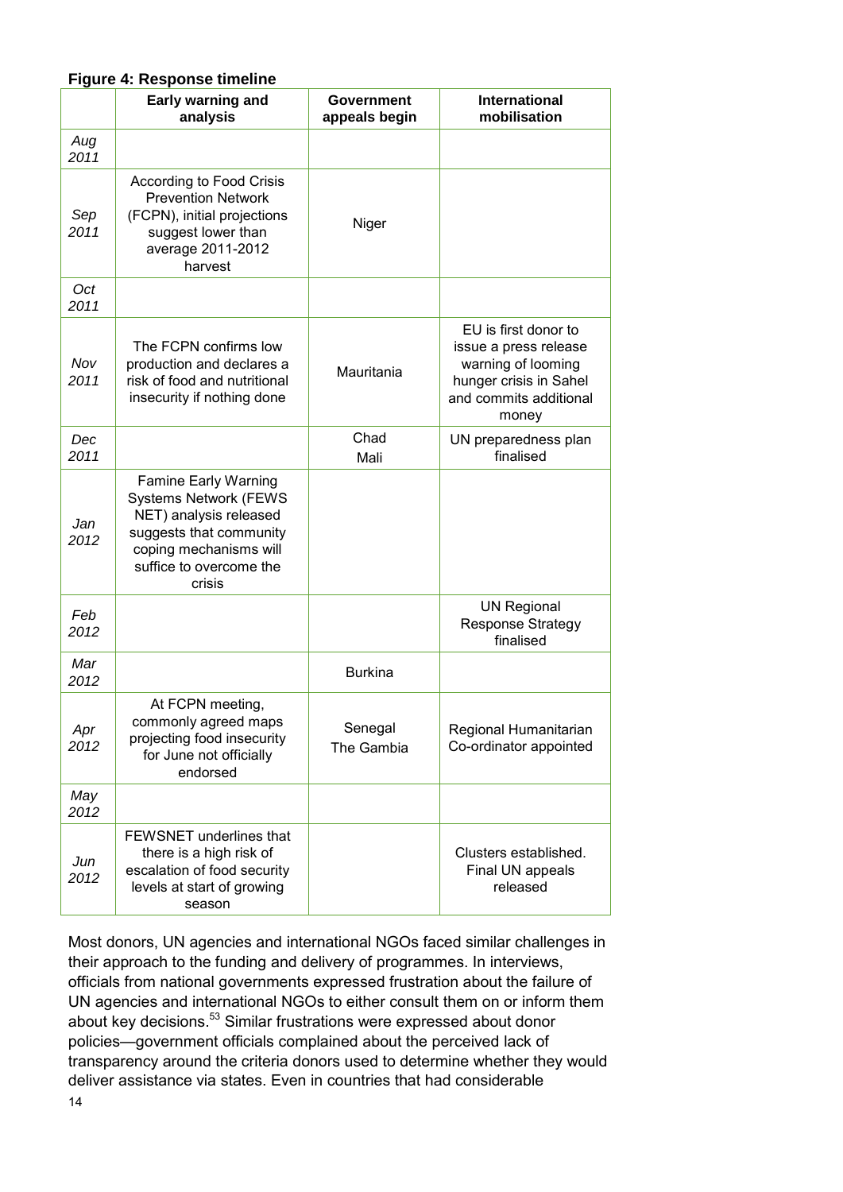**Figure 4: Response timeline**

| | Early warning and analysis | Government appeals begin | International mobilisation |
|---|---|---|---|
| *Aug 2011* | | | |
| *Sep 2011* | According to Food Crisis Prevention Network (FCPN), initial projections suggest lower than average 2011-2012 harvest | Niger | |
| *Oct 2011* | | | |
| *Nov 2011* | The FCPN confirms low production and declares a risk of food and nutritional insecurity if nothing done | Mauritania | EU is first donor to issue a press release warning of looming hunger crisis in Sahel and commits additional money |
| *Dec 2011* | | Chad<br>Mali | UN preparedness plan finalised |
| *Jan 2012* | Famine Early Warning Systems Network (FEWS NET) analysis released suggests that community coping mechanisms will suffice to overcome the crisis | | |
| *Feb 2012* | | | UN Regional Response Strategy finalised |
| *Mar 2012* | | Burkina | |
| *Apr 2012* | At FCPN meeting, commonly agreed maps projecting food insecurity for June not officially endorsed | Senegal<br>The Gambia | Regional Humanitarian Co-ordinator appointed |
| *May 2012* | | | |
| *Jun 2012* | FEWSNET underlines that there is a high risk of escalation of food security levels at start of growing season | | Clusters established. Final UN appeals released |

Most donors, UN agencies and international NGOs faced similar challenges in their approach to the funding and delivery of programmes. In interviews, officials from national governments expressed frustration about the failure of UN agencies and international NGOs to either consult them on or inform them about key decisions.[53] Similar frustrations were expressed about donor policies—government officials complained about the perceived lack of transparency around the criteria donors used to determine whether they would deliver assistance via states. Even in countries that had considerable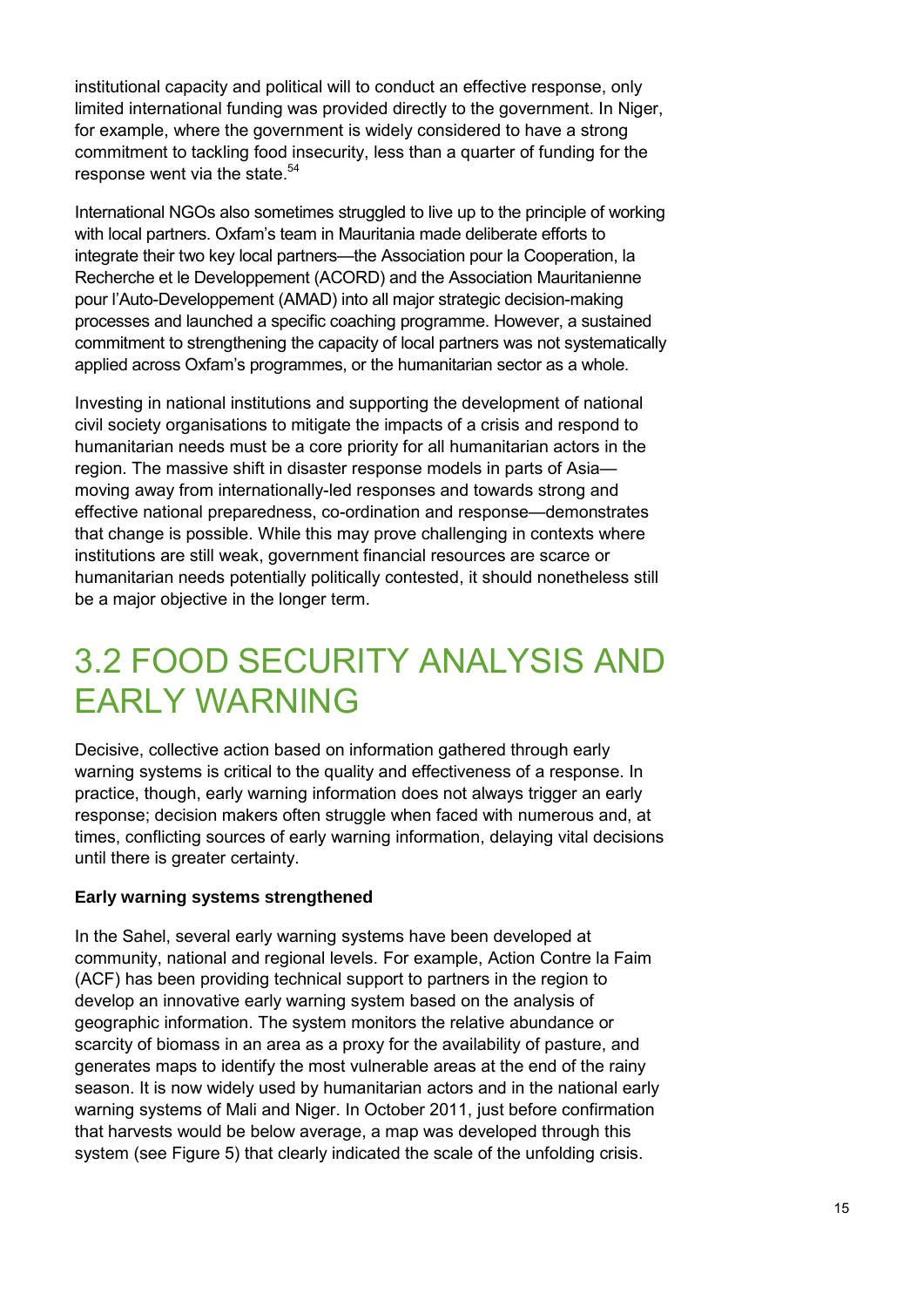institutional capacity and political will to conduct an effective response, only limited international funding was provided directly to the government. In Niger, for example, where the government is widely considered to have a strong commitment to tackling food insecurity, less than a quarter of funding for the response went via the state.[54]

International NGOs also sometimes struggled to live up to the principle of working with local partners. Oxfam's team in Mauritania made deliberate efforts to integrate their two key local partners—the Association pour la Cooperation, la Recherche et le Developpement (ACORD) and the Association Mauritanienne pour l'Auto-Developpement (AMAD) into all major strategic decision-making processes and launched a specific coaching programme. However, a sustained commitment to strengthening the capacity of local partners was not systematically applied across Oxfam's programmes, or the humanitarian sector as a whole.

Investing in national institutions and supporting the development of national civil society organisations to mitigate the impacts of a crisis and respond to humanitarian needs must be a core priority for all humanitarian actors in the region. The massive shift in disaster response models in parts of Asia—moving away from internationally-led responses and towards strong and effective national preparedness, co-ordination and response—demonstrates that change is possible. While this may prove challenging in contexts where institutions are still weak, government financial resources are scarce or humanitarian needs potentially politically contested, it should nonetheless still be a major objective in the longer term.

## 3.2 FOOD SECURITY ANALYSIS AND EARLY WARNING

Decisive, collective action based on information gathered through early warning systems is critical to the quality and effectiveness of a response. In practice, though, early warning information does not always trigger an early response; decision makers often struggle when faced with numerous and, at times, conflicting sources of early warning information, delaying vital decisions until there is greater certainty.

**Early warning systems strengthened**

In the Sahel, several early warning systems have been developed at community, national and regional levels. For example, Action Contre la Faim (ACF) has been providing technical support to partners in the region to develop an innovative early warning system based on the analysis of geographic information. The system monitors the relative abundance or scarcity of biomass in an area as a proxy for the availability of pasture, and generates maps to identify the most vulnerable areas at the end of the rainy season. It is now widely used by humanitarian actors and in the national early warning systems of Mali and Niger. In October 2011, just before confirmation that harvests would be below average, a map was developed through this system (see Figure 5) that clearly indicated the scale of the unfolding crisis.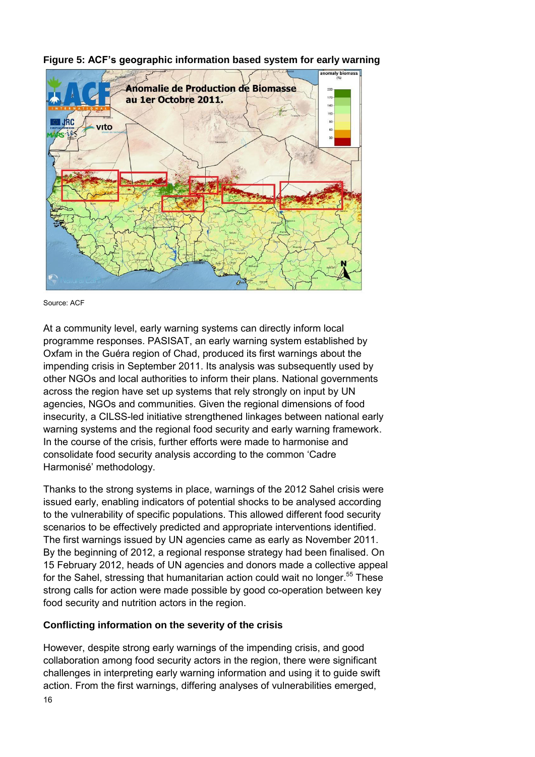**Figure 5: ACF's geographic information based system for early warning**

Source: ACF

At a community level, early warning systems can directly inform local programme responses. PASISAT, an early warning system established by Oxfam in the Guéra region of Chad, produced its first warnings about the impending crisis in September 2011. Its analysis was subsequently used by other NGOs and local authorities to inform their plans. National governments across the region have set up systems that rely strongly on input by UN agencies, NGOs and communities. Given the regional dimensions of food insecurity, a CILSS-led initiative strengthened linkages between national early warning systems and the regional food security and early warning framework. In the course of the crisis, further efforts were made to harmonise and consolidate food security analysis according to the common 'Cadre Harmonisé' methodology.

Thanks to the strong systems in place, warnings of the 2012 Sahel crisis were issued early, enabling indicators of potential shocks to be analysed according to the vulnerability of specific populations. This allowed different food security scenarios to be effectively predicted and appropriate interventions identified. The first warnings issued by UN agencies came as early as November 2011. By the beginning of 2012, a regional response strategy had been finalised. On 15 February 2012, heads of UN agencies and donors made a collective appeal for the Sahel, stressing that humanitarian action could wait no longer.[55] These strong calls for action were made possible by good co-operation between key food security and nutrition actors in the region.

**Conflicting information on the severity of the crisis**

However, despite strong early warnings of the impending crisis, and good collaboration among food security actors in the region, there were significant challenges in interpreting early warning information and using it to guide swift action. From the first warnings, differing analyses of vulnerabilities emerged,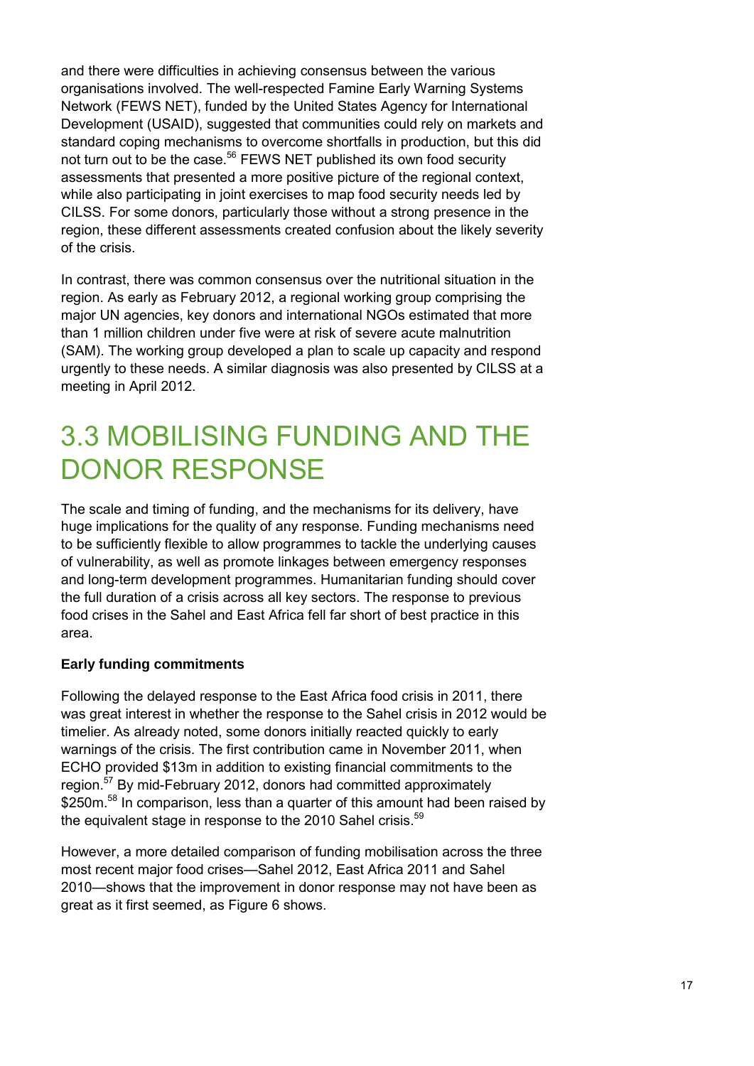and there were difficulties in achieving consensus between the various organisations involved. The well-respected Famine Early Warning Systems Network (FEWS NET), funded by the United States Agency for International Development (USAID), suggested that communities could rely on markets and standard coping mechanisms to overcome shortfalls in production, but this did not turn out to be the case.[56] FEWS NET published its own food security assessments that presented a more positive picture of the regional context, while also participating in joint exercises to map food security needs led by CILSS. For some donors, particularly those without a strong presence in the region, these different assessments created confusion about the likely severity of the crisis.

In contrast, there was common consensus over the nutritional situation in the region. As early as February 2012, a regional working group comprising the major UN agencies, key donors and international NGOs estimated that more than 1 million children under five were at risk of severe acute malnutrition (SAM). The working group developed a plan to scale up capacity and respond urgently to these needs. A similar diagnosis was also presented by CILSS at a meeting in April 2012.

## 3.3 MOBILISING FUNDING AND THE DONOR RESPONSE

The scale and timing of funding, and the mechanisms for its delivery, have huge implications for the quality of any response. Funding mechanisms need to be sufficiently flexible to allow programmes to tackle the underlying causes of vulnerability, as well as promote linkages between emergency responses and long-term development programmes. Humanitarian funding should cover the full duration of a crisis across all key sectors. The response to previous food crises in the Sahel and East Africa fell far short of best practice in this area.

**Early funding commitments**

Following the delayed response to the East Africa food crisis in 2011, there was great interest in whether the response to the Sahel crisis in 2012 would be timelier. As already noted, some donors initially reacted quickly to early warnings of the crisis. The first contribution came in November 2011, when ECHO provided $13m in addition to existing financial commitments to the region.[57] By mid-February 2012, donors had committed approximately $250m.[58] In comparison, less than a quarter of this amount had been raised by the equivalent stage in response to the 2010 Sahel crisis.[59]

However, a more detailed comparison of funding mobilisation across the three most recent major food crises—Sahel 2012, East Africa 2011 and Sahel 2010—shows that the improvement in donor response may not have been as great as it first seemed, as Figure 6 shows.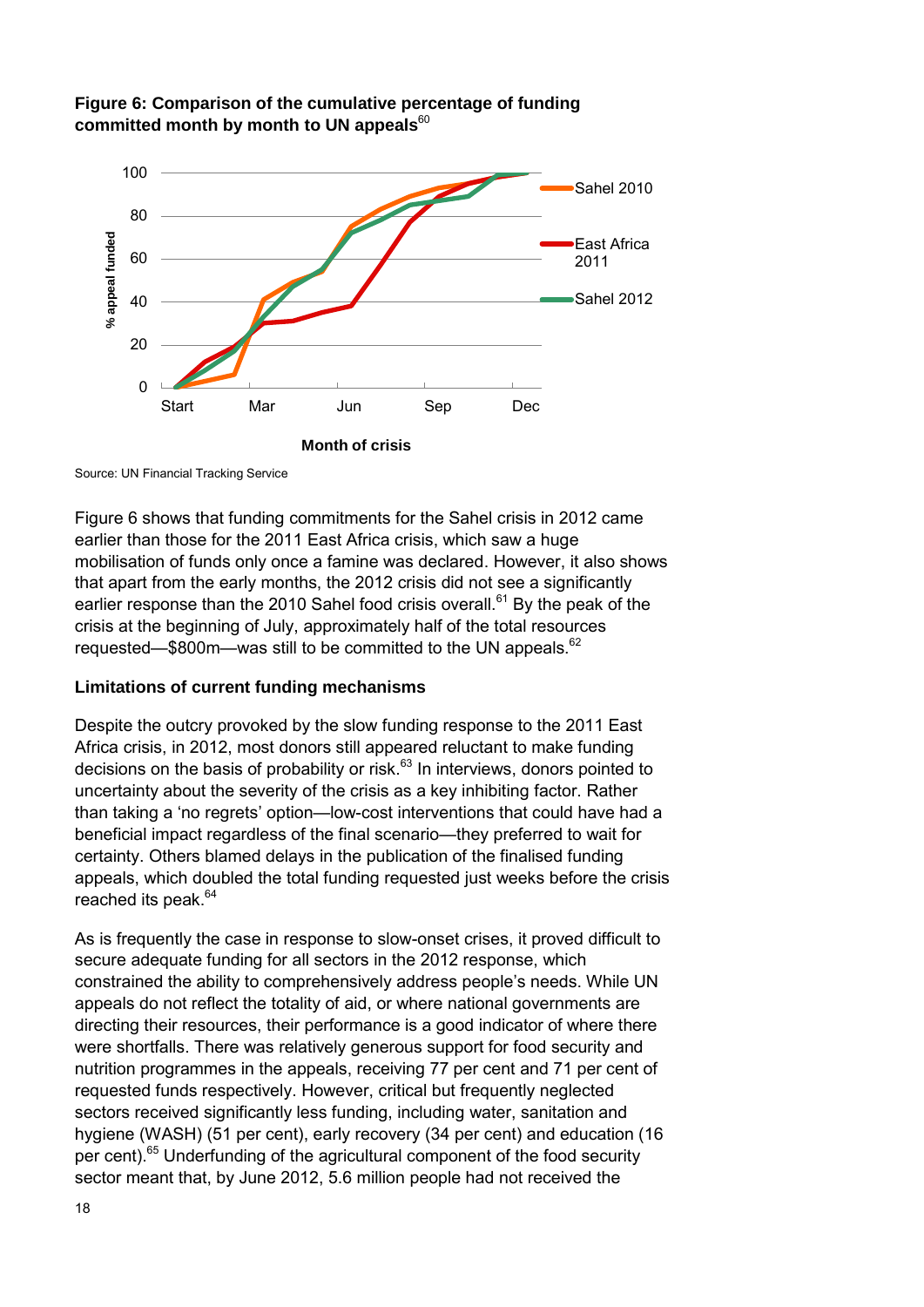**Figure 6: Comparison of the cumulative percentage of funding committed month by month to UN appeals**[60]

Source: UN Financial Tracking Service

Figure 6 shows that funding commitments for the Sahel crisis in 2012 came earlier than those for the 2011 East Africa crisis, which saw a huge mobilisation of funds only once a famine was declared. However, it also shows that apart from the early months, the 2012 crisis did not see a significantly earlier response than the 2010 Sahel food crisis overall.[61] By the peak of the crisis at the beginning of July, approximately half of the total resources requested—$800m—was still to be committed to the UN appeals.[62]

**Limitations of current funding mechanisms**

Despite the outcry provoked by the slow funding response to the 2011 East Africa crisis, in 2012, most donors still appeared reluctant to make funding decisions on the basis of probability or risk.[63] In interviews, donors pointed to uncertainty about the severity of the crisis as a key inhibiting factor. Rather than taking a 'no regrets' option—low-cost interventions that could have had a beneficial impact regardless of the final scenario—they preferred to wait for certainty. Others blamed delays in the publication of the finalised funding appeals, which doubled the total funding requested just weeks before the crisis reached its peak.[64]

As is frequently the case in response to slow-onset crises, it proved difficult to secure adequate funding for all sectors in the 2012 response, which constrained the ability to comprehensively address people's needs. While UN appeals do not reflect the totality of aid, or where national governments are directing their resources, their performance is a good indicator of where there were shortfalls. There was relatively generous support for food security and nutrition programmes in the appeals, receiving 77 per cent and 71 per cent of requested funds respectively. However, critical but frequently neglected sectors received significantly less funding, including water, sanitation and hygiene (WASH) (51 per cent), early recovery (34 per cent) and education (16 per cent).[65] Underfunding of the agricultural component of the food security sector meant that, by June 2012, 5.6 million people had not received the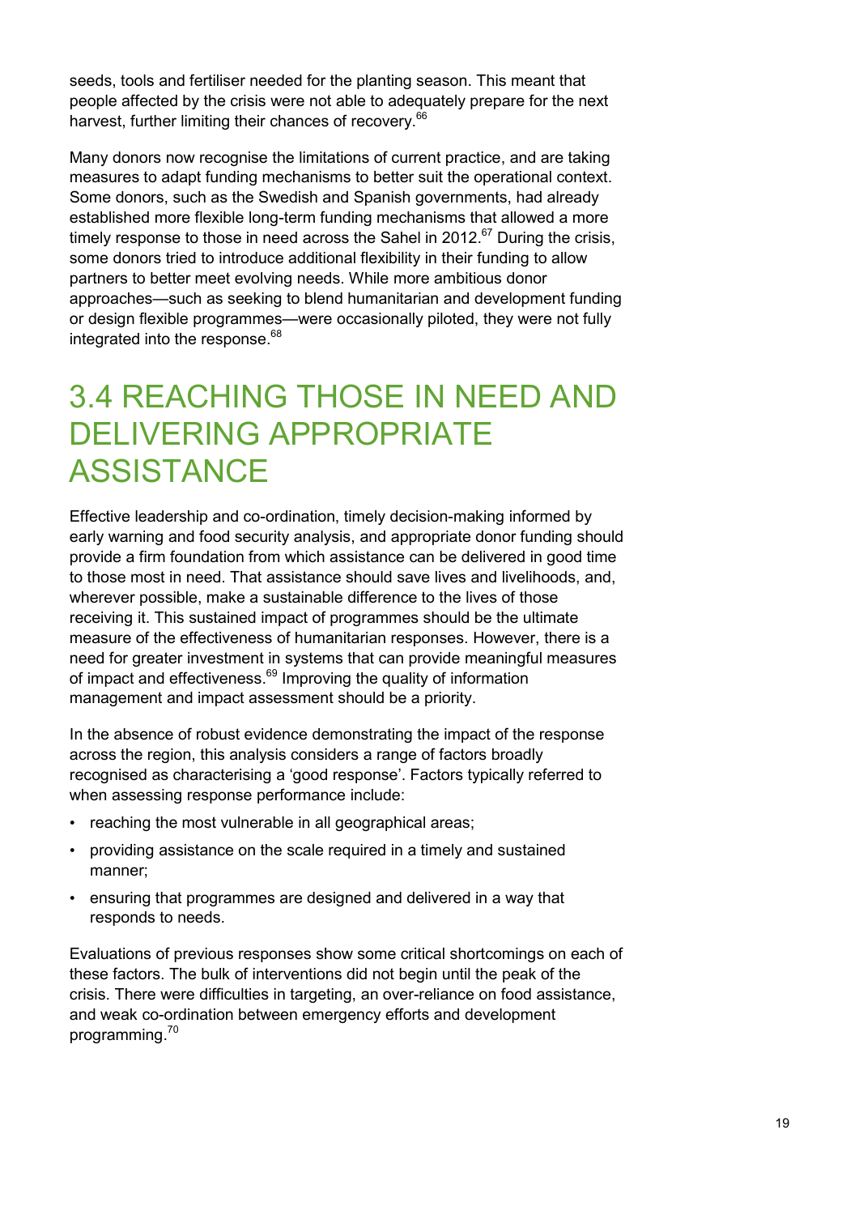seeds, tools and fertiliser needed for the planting season. This meant that people affected by the crisis were not able to adequately prepare for the next harvest, further limiting their chances of recovery.[66]

Many donors now recognise the limitations of current practice, and are taking measures to adapt funding mechanisms to better suit the operational context. Some donors, such as the Swedish and Spanish governments, had already established more flexible long-term funding mechanisms that allowed a more timely response to those in need across the Sahel in 2012.[67] During the crisis, some donors tried to introduce additional flexibility in their funding to allow partners to better meet evolving needs. While more ambitious donor approaches—such as seeking to blend humanitarian and development funding or design flexible programmes—were occasionally piloted, they were not fully integrated into the response.[68]

## 3.4 REACHING THOSE IN NEED AND DELIVERING APPROPRIATE ASSISTANCE

Effective leadership and co-ordination, timely decision-making informed by early warning and food security analysis, and appropriate donor funding should provide a firm foundation from which assistance can be delivered in good time to those most in need. That assistance should save lives and livelihoods, and, wherever possible, make a sustainable difference to the lives of those receiving it. This sustained impact of programmes should be the ultimate measure of the effectiveness of humanitarian responses. However, there is a need for greater investment in systems that can provide meaningful measures of impact and effectiveness.[69] Improving the quality of information management and impact assessment should be a priority.

In the absence of robust evidence demonstrating the impact of the response across the region, this analysis considers a range of factors broadly recognised as characterising a 'good response'. Factors typically referred to when assessing response performance include:

- reaching the most vulnerable in all geographical areas;
- providing assistance on the scale required in a timely and sustained manner;
- ensuring that programmes are designed and delivered in a way that responds to needs.

Evaluations of previous responses show some critical shortcomings on each of these factors. The bulk of interventions did not begin until the peak of the crisis. There were difficulties in targeting, an over-reliance on food assistance, and weak co-ordination between emergency efforts and development programming.[70]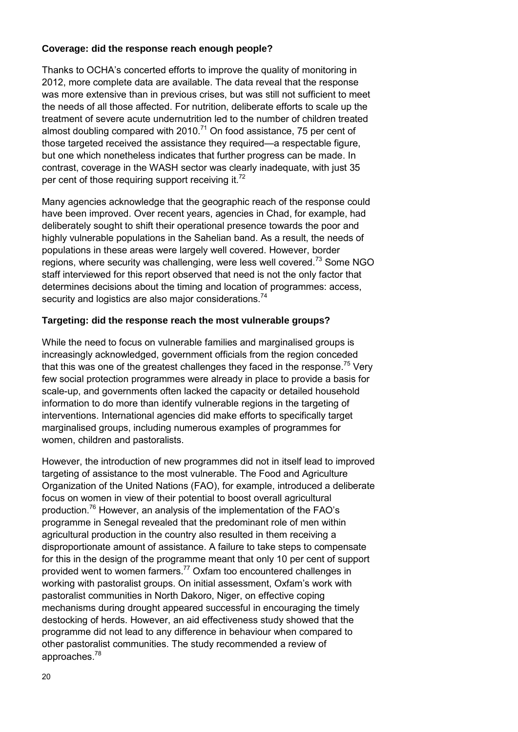**Coverage: did the response reach enough people?**

Thanks to OCHA's concerted efforts to improve the quality of monitoring in 2012, more complete data are available. The data reveal that the response was more extensive than in previous crises, but was still not sufficient to meet the needs of all those affected. For nutrition, deliberate efforts to scale up the treatment of severe acute undernutrition led to the number of children treated almost doubling compared with 2010.[71] On food assistance, 75 per cent of those targeted received the assistance they required—a respectable figure, but one which nonetheless indicates that further progress can be made. In contrast, coverage in the WASH sector was clearly inadequate, with just 35 per cent of those requiring support receiving it.[72]

Many agencies acknowledge that the geographic reach of the response could have been improved. Over recent years, agencies in Chad, for example, had deliberately sought to shift their operational presence towards the poor and highly vulnerable populations in the Sahelian band. As a result, the needs of populations in these areas were largely well covered. However, border regions, where security was challenging, were less well covered.[73] Some NGO staff interviewed for this report observed that need is not the only factor that determines decisions about the timing and location of programmes: access, security and logistics are also major considerations.[74]

**Targeting: did the response reach the most vulnerable groups?**

While the need to focus on vulnerable families and marginalised groups is increasingly acknowledged, government officials from the region conceded that this was one of the greatest challenges they faced in the response.[75] Very few social protection programmes were already in place to provide a basis for scale-up, and governments often lacked the capacity or detailed household information to do more than identify vulnerable regions in the targeting of interventions. International agencies did make efforts to specifically target marginalised groups, including numerous examples of programmes for women, children and pastoralists.

However, the introduction of new programmes did not in itself lead to improved targeting of assistance to the most vulnerable. The Food and Agriculture Organization of the United Nations (FAO), for example, introduced a deliberate focus on women in view of their potential to boost overall agricultural production.[76] However, an analysis of the implementation of the FAO's programme in Senegal revealed that the predominant role of men within agricultural production in the country also resulted in them receiving a disproportionate amount of assistance. A failure to take steps to compensate for this in the design of the programme meant that only 10 per cent of support provided went to women farmers.[77] Oxfam too encountered challenges in working with pastoralist groups. On initial assessment, Oxfam's work with pastoralist communities in North Dakoro, Niger, on effective coping mechanisms during drought appeared successful in encouraging the timely destocking of herds. However, an aid effectiveness study showed that the programme did not lead to any difference in behaviour when compared to other pastoralist communities. The study recommended a review of approaches.[78]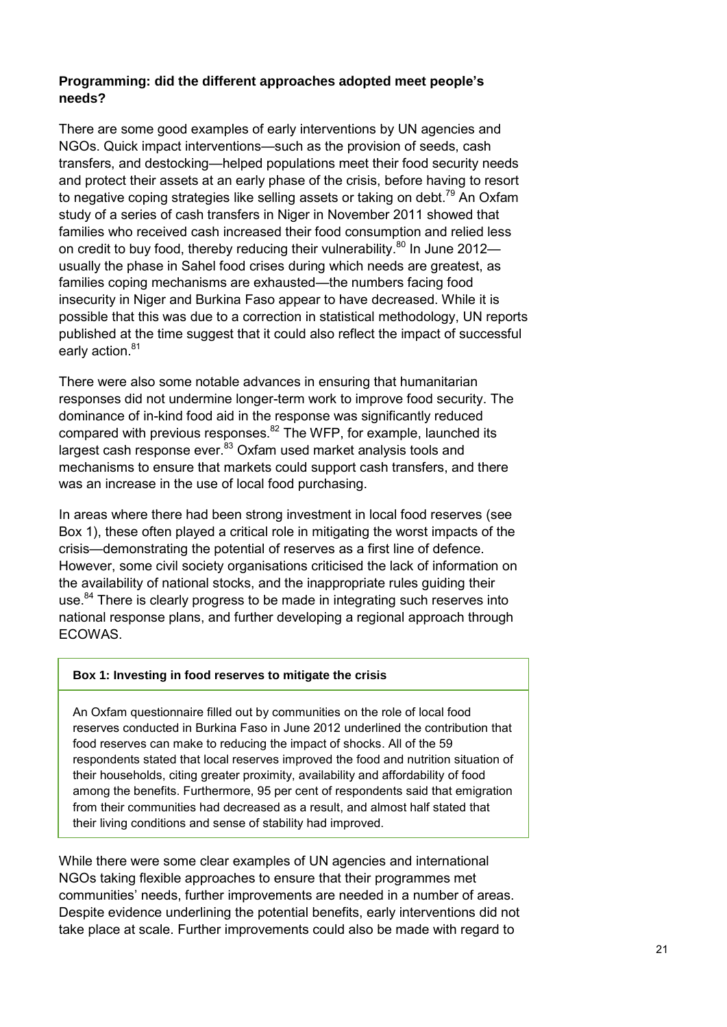**Programming: did the different approaches adopted meet people's needs?**

There are some good examples of early interventions by UN agencies and NGOs. Quick impact interventions—such as the provision of seeds, cash transfers, and destocking—helped populations meet their food security needs and protect their assets at an early phase of the crisis, before having to resort to negative coping strategies like selling assets or taking on debt.[79] An Oxfam study of a series of cash transfers in Niger in November 2011 showed that families who received cash increased their food consumption and relied less on credit to buy food, thereby reducing their vulnerability.[80] In June 2012—usually the phase in Sahel food crises during which needs are greatest, as families coping mechanisms are exhausted—the numbers facing food insecurity in Niger and Burkina Faso appear to have decreased. While it is possible that this was due to a correction in statistical methodology, UN reports published at the time suggest that it could also reflect the impact of successful early action.[81]

There were also some notable advances in ensuring that humanitarian responses did not undermine longer-term work to improve food security. The dominance of in-kind food aid in the response was significantly reduced compared with previous responses.[82] The WFP, for example, launched its largest cash response ever.[83] Oxfam used market analysis tools and mechanisms to ensure that markets could support cash transfers, and there was an increase in the use of local food purchasing.

In areas where there had been strong investment in local food reserves (see Box 1), these often played a critical role in mitigating the worst impacts of the crisis—demonstrating the potential of reserves as a first line of defence. However, some civil society organisations criticised the lack of information on the availability of national stocks, and the inappropriate rules guiding their use.[84] There is clearly progress to be made in integrating such reserves into national response plans, and further developing a regional approach through ECOWAS.

**Box 1: Investing in food reserves to mitigate the crisis**

An Oxfam questionnaire filled out by communities on the role of local food reserves conducted in Burkina Faso in June 2012 underlined the contribution that food reserves can make to reducing the impact of shocks. All of the 59 respondents stated that local reserves improved the food and nutrition situation of their households, citing greater proximity, availability and affordability of food among the benefits. Furthermore, 95 per cent of respondents said that emigration from their communities had decreased as a result, and almost half stated that their living conditions and sense of stability had improved.

While there were some clear examples of UN agencies and international NGOs taking flexible approaches to ensure that their programmes met communities' needs, further improvements are needed in a number of areas. Despite evidence underlining the potential benefits, early interventions did not take place at scale. Further improvements could also be made with regard to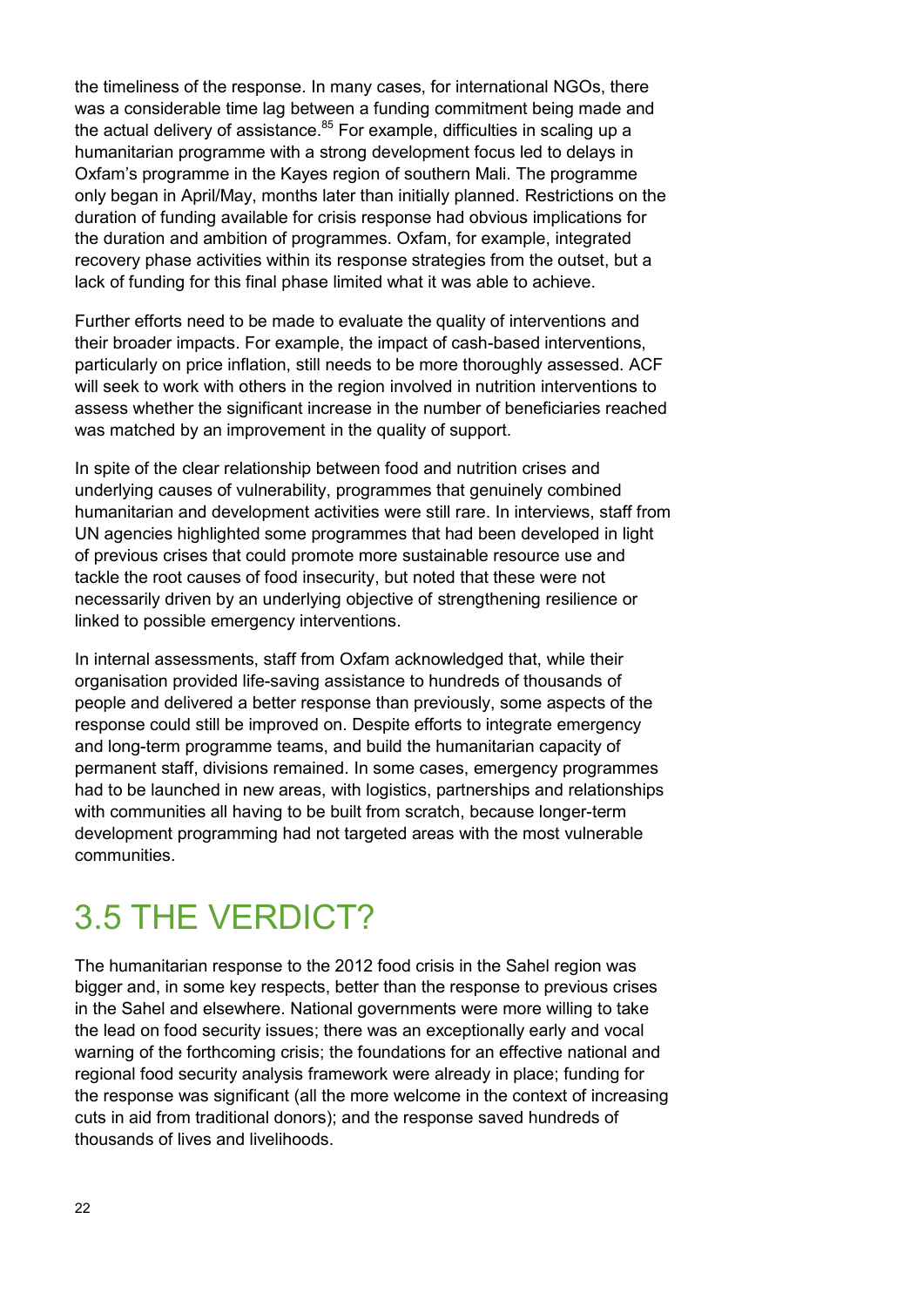the timeliness of the response. In many cases, for international NGOs, there was a considerable time lag between a funding commitment being made and the actual delivery of assistance.[85] For example, difficulties in scaling up a humanitarian programme with a strong development focus led to delays in Oxfam's programme in the Kayes region of southern Mali. The programme only began in April/May, months later than initially planned. Restrictions on the duration of funding available for crisis response had obvious implications for the duration and ambition of programmes. Oxfam, for example, integrated recovery phase activities within its response strategies from the outset, but a lack of funding for this final phase limited what it was able to achieve.

Further efforts need to be made to evaluate the quality of interventions and their broader impacts. For example, the impact of cash-based interventions, particularly on price inflation, still needs to be more thoroughly assessed. ACF will seek to work with others in the region involved in nutrition interventions to assess whether the significant increase in the number of beneficiaries reached was matched by an improvement in the quality of support.

In spite of the clear relationship between food and nutrition crises and underlying causes of vulnerability, programmes that genuinely combined humanitarian and development activities were still rare. In interviews, staff from UN agencies highlighted some programmes that had been developed in light of previous crises that could promote more sustainable resource use and tackle the root causes of food insecurity, but noted that these were not necessarily driven by an underlying objective of strengthening resilience or linked to possible emergency interventions.

In internal assessments, staff from Oxfam acknowledged that, while their organisation provided life-saving assistance to hundreds of thousands of people and delivered a better response than previously, some aspects of the response could still be improved on. Despite efforts to integrate emergency and long-term programme teams, and build the humanitarian capacity of permanent staff, divisions remained. In some cases, emergency programmes had to be launched in new areas, with logistics, partnerships and relationships with communities all having to be built from scratch, because longer-term development programming had not targeted areas with the most vulnerable communities.

# 3.5 THE VERDICT?

The humanitarian response to the 2012 food crisis in the Sahel region was bigger and, in some key respects, better than the response to previous crises in the Sahel and elsewhere. National governments were more willing to take the lead on food security issues; there was an exceptionally early and vocal warning of the forthcoming crisis; the foundations for an effective national and regional food security analysis framework were already in place; funding for the response was significant (all the more welcome in the context of increasing cuts in aid from traditional donors); and the response saved hundreds of thousands of lives and livelihoods.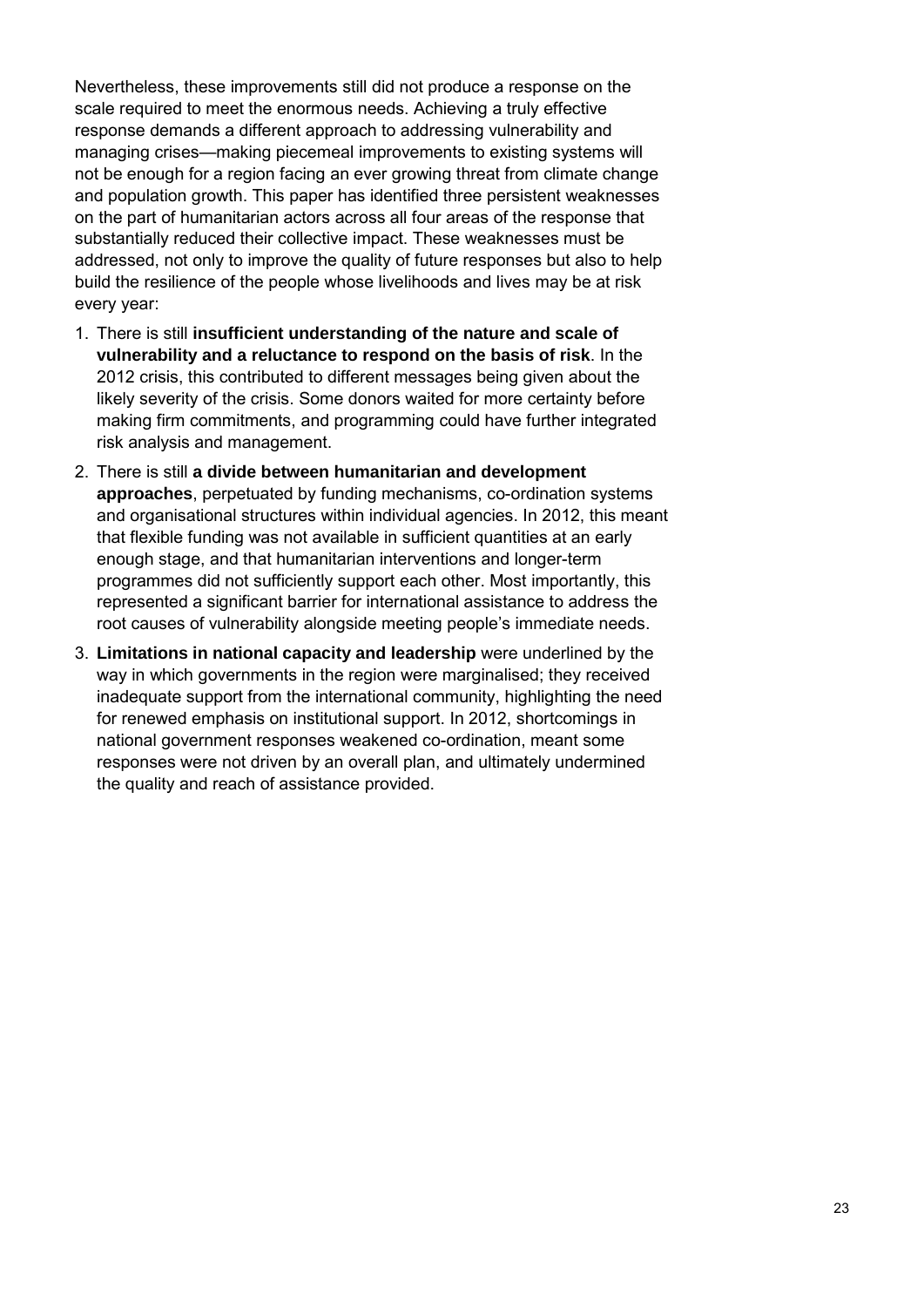Nevertheless, these improvements still did not produce a response on the scale required to meet the enormous needs. Achieving a truly effective response demands a different approach to addressing vulnerability and managing crises—making piecemeal improvements to existing systems will not be enough for a region facing an ever growing threat from climate change and population growth. This paper has identified three persistent weaknesses on the part of humanitarian actors across all four areas of the response that substantially reduced their collective impact. These weaknesses must be addressed, not only to improve the quality of future responses but also to help build the resilience of the people whose livelihoods and lives may be at risk every year:

1. There is still **insufficient understanding of the nature and scale of vulnerability and a reluctance to respond on the basis of risk**. In the 2012 crisis, this contributed to different messages being given about the likely severity of the crisis. Some donors waited for more certainty before making firm commitments, and programming could have further integrated risk analysis and management.
2. There is still **a divide between humanitarian and development approaches**, perpetuated by funding mechanisms, co-ordination systems and organisational structures within individual agencies. In 2012, this meant that flexible funding was not available in sufficient quantities at an early enough stage, and that humanitarian interventions and longer-term programmes did not sufficiently support each other. Most importantly, this represented a significant barrier for international assistance to address the root causes of vulnerability alongside meeting people's immediate needs.
3. **Limitations in national capacity and leadership** were underlined by the way in which governments in the region were marginalised; they received inadequate support from the international community, highlighting the need for renewed emphasis on institutional support. In 2012, shortcomings in national government responses weakened co-ordination, meant some responses were not driven by an overall plan, and ultimately undermined the quality and reach of assistance provided.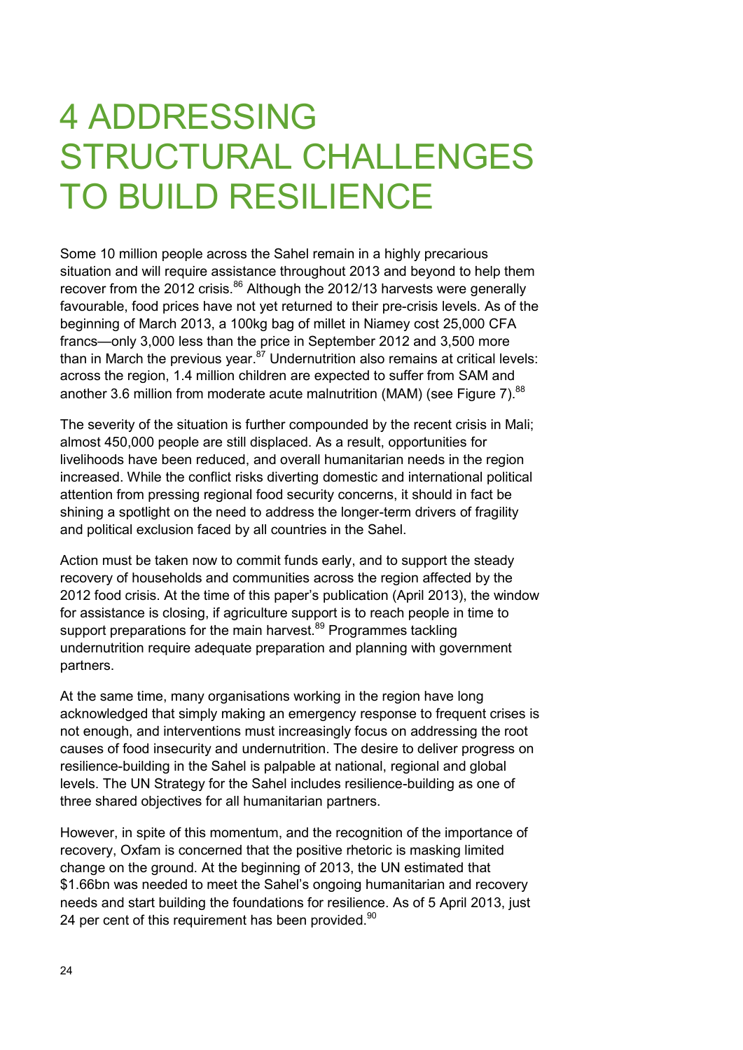# 4 ADDRESSING STRUCTURAL CHALLENGES TO BUILD RESILIENCE

Some 10 million people across the Sahel remain in a highly precarious situation and will require assistance throughout 2013 and beyond to help them recover from the 2012 crisis.[86] Although the 2012/13 harvests were generally favourable, food prices have not yet returned to their pre-crisis levels. As of the beginning of March 2013, a 100kg bag of millet in Niamey cost 25,000 CFA francs—only 3,000 less than the price in September 2012 and 3,500 more than in March the previous year.[87] Undernutrition also remains at critical levels: across the region, 1.4 million children are expected to suffer from SAM and another 3.6 million from moderate acute malnutrition (MAM) (see Figure 7).[88]

The severity of the situation is further compounded by the recent crisis in Mali; almost 450,000 people are still displaced. As a result, opportunities for livelihoods have been reduced, and overall humanitarian needs in the region increased. While the conflict risks diverting domestic and international political attention from pressing regional food security concerns, it should in fact be shining a spotlight on the need to address the longer-term drivers of fragility and political exclusion faced by all countries in the Sahel.

Action must be taken now to commit funds early, and to support the steady recovery of households and communities across the region affected by the 2012 food crisis. At the time of this paper's publication (April 2013), the window for assistance is closing, if agriculture support is to reach people in time to support preparations for the main harvest.[89] Programmes tackling undernutrition require adequate preparation and planning with government partners.

At the same time, many organisations working in the region have long acknowledged that simply making an emergency response to frequent crises is not enough, and interventions must increasingly focus on addressing the root causes of food insecurity and undernutrition. The desire to deliver progress on resilience-building in the Sahel is palpable at national, regional and global levels. The UN Strategy for the Sahel includes resilience-building as one of three shared objectives for all humanitarian partners.

However, in spite of this momentum, and the recognition of the importance of recovery, Oxfam is concerned that the positive rhetoric is masking limited change on the ground. At the beginning of 2013, the UN estimated that $1.66bn was needed to meet the Sahel's ongoing humanitarian and recovery needs and start building the foundations for resilience. As of 5 April 2013, just 24 per cent of this requirement has been provided.[90]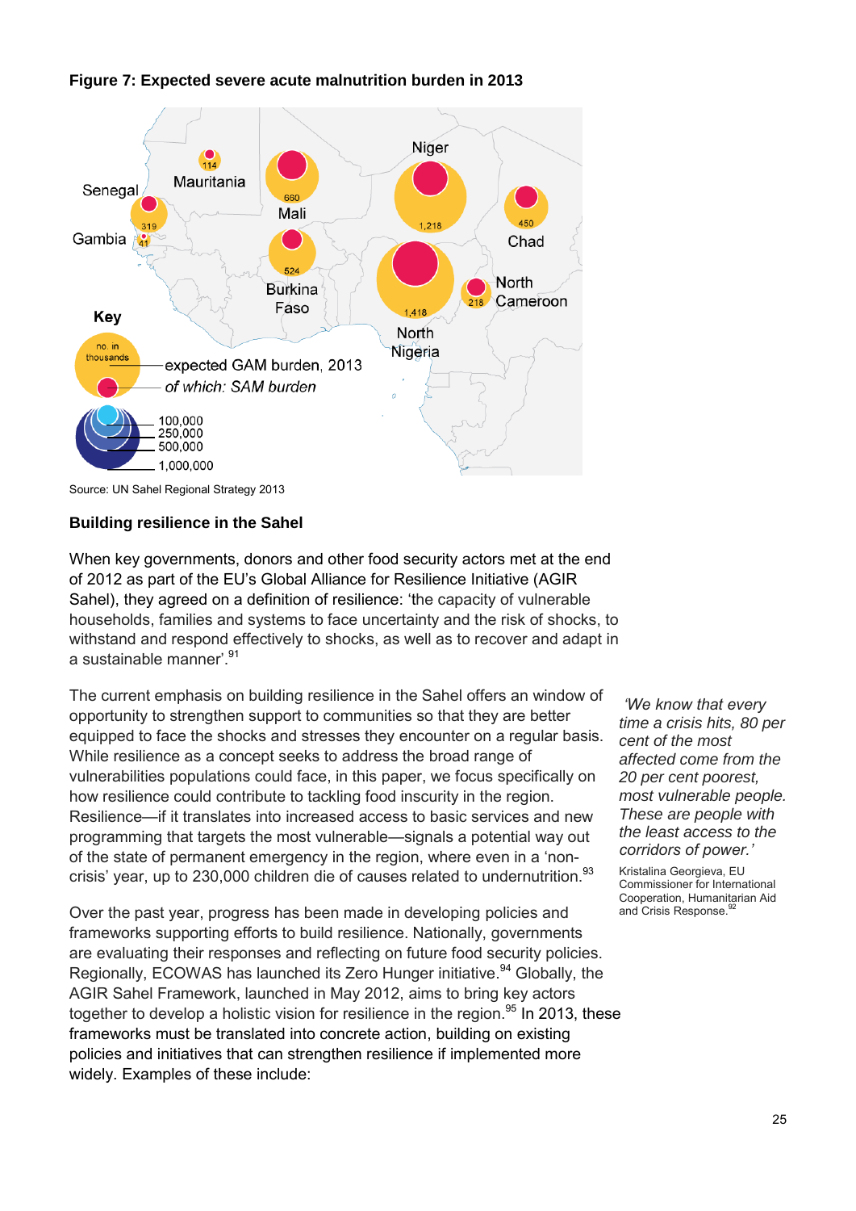**Figure 7: Expected severe acute malnutrition burden in 2013**

Source: UN Sahel Regional Strategy 2013

## Building resilience in the Sahel

When key governments, donors and other food security actors met at the end of 2012 as part of the EU's Global Alliance for Resilience Initiative (AGIR Sahel), they agreed on a definition of resilience: 'the capacity of vulnerable households, families and systems to face uncertainty and the risk of shocks, to withstand and respond effectively to shocks, as well as to recover and adapt in a sustainable manner'.[91]

The current emphasis on building resilience in the Sahel offers an window of opportunity to strengthen support to communities so that they are better equipped to face the shocks and stresses they encounter on a regular basis. While resilience as a concept seeks to address the broad range of vulnerabilities populations could face, in this paper, we focus specifically on how resilience could contribute to tackling food inscurity in the region. Resilience—if it translates into increased access to basic services and new programming that targets the most vulnerable—signals a potential way out of the state of permanent emergency in the region, where even in a 'non-crisis' year, up to 230,000 children die of causes related to undernutrition.[93]

> *'We know that every time a crisis hits, 80 per cent of the most affected come from the 20 per cent poorest, most vulnerable people. These are people with the least access to the corridors of power.'*
>
> Kristalina Georgieva, EU Commissioner for International Cooperation, Humanitarian Aid and Crisis Response.[92]

Over the past year, progress has been made in developing policies and frameworks supporting efforts to build resilience. Nationally, governments are evaluating their responses and reflecting on future food security policies. Regionally, ECOWAS has launched its Zero Hunger initiative.[94] Globally, the AGIR Sahel Framework, launched in May 2012, aims to bring key actors together to develop a holistic vision for resilience in the region.[95] In 2013, these frameworks must be translated into concrete action, building on existing policies and initiatives that can strengthen resilience if implemented more widely. Examples of these include: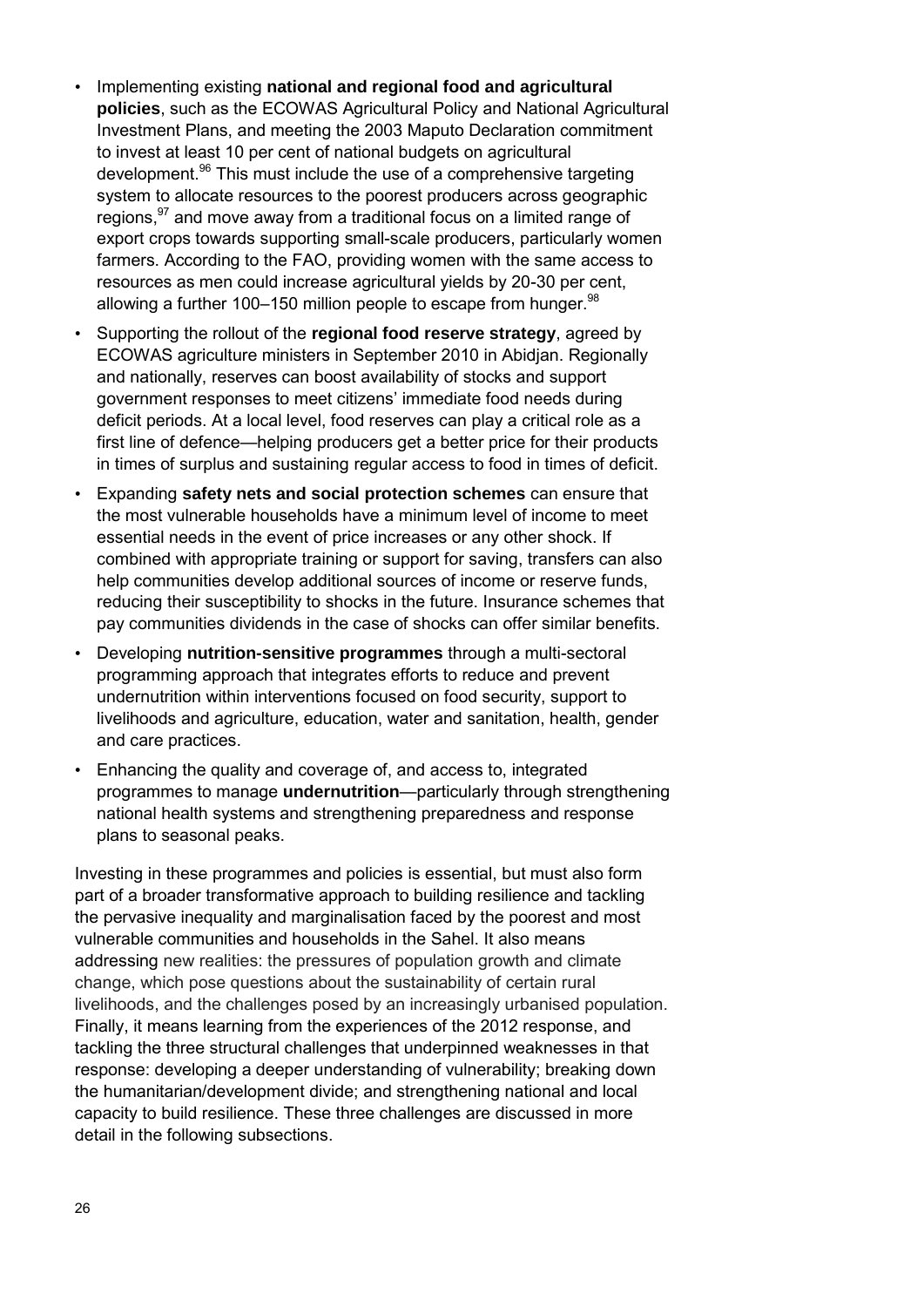- Implementing existing **national and regional food and agricultural policies**, such as the ECOWAS Agricultural Policy and National Agricultural Investment Plans, and meeting the 2003 Maputo Declaration commitment to invest at least 10 per cent of national budgets on agricultural development.[96] This must include the use of a comprehensive targeting system to allocate resources to the poorest producers across geographic regions,[97] and move away from a traditional focus on a limited range of export crops towards supporting small-scale producers, particularly women farmers. According to the FAO, providing women with the same access to resources as men could increase agricultural yields by 20-30 per cent, allowing a further 100–150 million people to escape from hunger.[98]
- Supporting the rollout of the **regional food reserve strategy**, agreed by ECOWAS agriculture ministers in September 2010 in Abidjan. Regionally and nationally, reserves can boost availability of stocks and support government responses to meet citizens' immediate food needs during deficit periods. At a local level, food reserves can play a critical role as a first line of defence—helping producers get a better price for their products in times of surplus and sustaining regular access to food in times of deficit.
- Expanding **safety nets and social protection schemes** can ensure that the most vulnerable households have a minimum level of income to meet essential needs in the event of price increases or any other shock. If combined with appropriate training or support for saving, transfers can also help communities develop additional sources of income or reserve funds, reducing their susceptibility to shocks in the future. Insurance schemes that pay communities dividends in the case of shocks can offer similar benefits.
- Developing **nutrition-sensitive programmes** through a multi-sectoral programming approach that integrates efforts to reduce and prevent undernutrition within interventions focused on food security, support to livelihoods and agriculture, education, water and sanitation, health, gender and care practices.
- Enhancing the quality and coverage of, and access to, integrated programmes to manage **undernutrition**—particularly through strengthening national health systems and strengthening preparedness and response plans to seasonal peaks.

Investing in these programmes and policies is essential, but must also form part of a broader transformative approach to building resilience and tackling the pervasive inequality and marginalisation faced by the poorest and most vulnerable communities and households in the Sahel. It also means addressing new realities: the pressures of population growth and climate change, which pose questions about the sustainability of certain rural livelihoods, and the challenges posed by an increasingly urbanised population. Finally, it means learning from the experiences of the 2012 response, and tackling the three structural challenges that underpinned weaknesses in that response: developing a deeper understanding of vulnerability; breaking down the humanitarian/development divide; and strengthening national and local capacity to build resilience. These three challenges are discussed in more detail in the following subsections.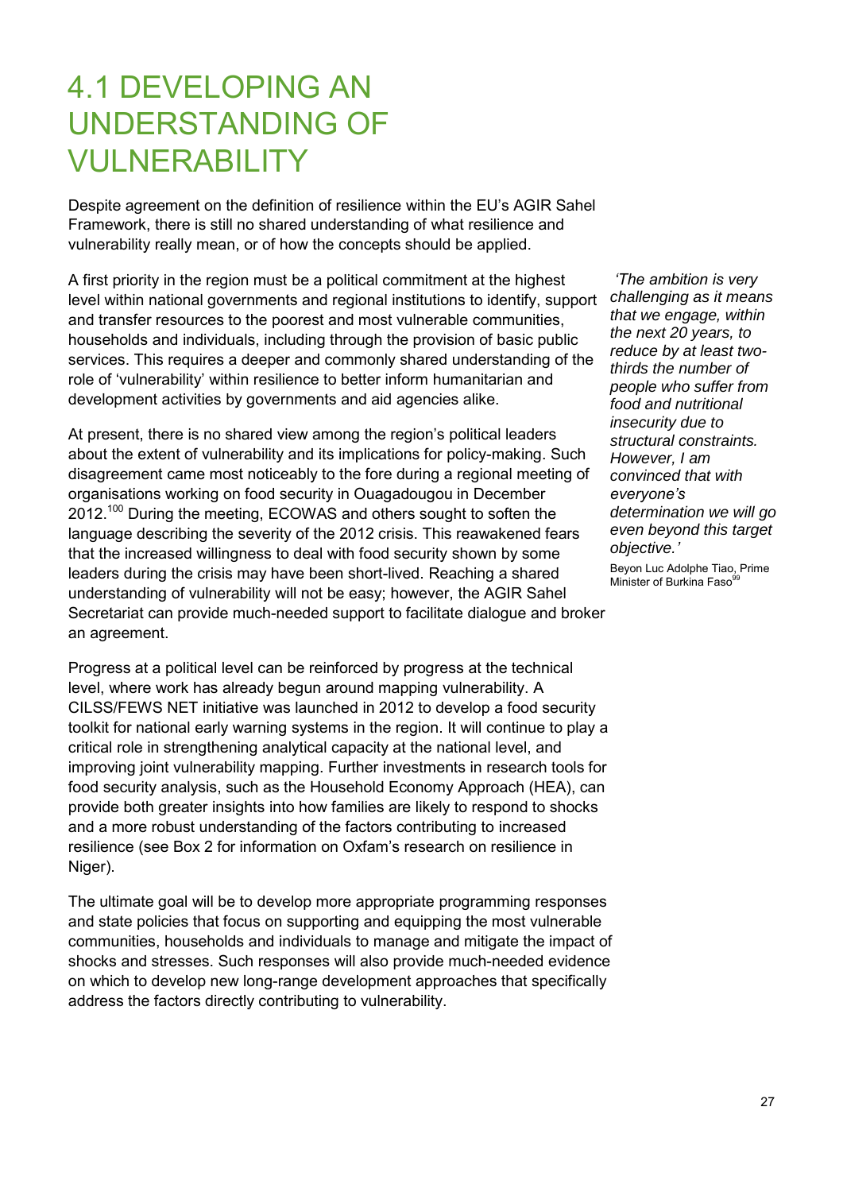# 4.1 DEVELOPING AN UNDERSTANDING OF VULNERABILITY

Despite agreement on the definition of resilience within the EU's AGIR Sahel Framework, there is still no shared understanding of what resilience and vulnerability really mean, or of how the concepts should be applied.

A first priority in the region must be a political commitment at the highest level within national governments and regional institutions to identify, support and transfer resources to the poorest and most vulnerable communities, households and individuals, including through the provision of basic public services. This requires a deeper and commonly shared understanding of the role of 'vulnerability' within resilience to better inform humanitarian and development activities by governments and aid agencies alike.

> *'The ambition is very challenging as it means that we engage, within the next 20 years, to reduce by at least two-thirds the number of people who suffer from food and nutritional insecurity due to structural constraints. However, I am convinced that with everyone's determination we will go even beyond this target objective.'*
>
> Beyon Luc Adolphe Tiao, Prime Minister of Burkina Faso[99]

At present, there is no shared view among the region's political leaders about the extent of vulnerability and its implications for policy-making. Such disagreement came most noticeably to the fore during a regional meeting of organisations working on food security in Ouagadougou in December 2012.[100] During the meeting, ECOWAS and others sought to soften the language describing the severity of the 2012 crisis. This reawakened fears that the increased willingness to deal with food security shown by some leaders during the crisis may have been short-lived. Reaching a shared understanding of vulnerability will not be easy; however, the AGIR Sahel Secretariat can provide much-needed support to facilitate dialogue and broker an agreement.

Progress at a political level can be reinforced by progress at the technical level, where work has already begun around mapping vulnerability. A CILSS/FEWS NET initiative was launched in 2012 to develop a food security toolkit for national early warning systems in the region. It will continue to play a critical role in strengthening analytical capacity at the national level, and improving joint vulnerability mapping. Further investments in research tools for food security analysis, such as the Household Economy Approach (HEA), can provide both greater insights into how families are likely to respond to shocks and a more robust understanding of the factors contributing to increased resilience (see Box 2 for information on Oxfam's research on resilience in Niger).

The ultimate goal will be to develop more appropriate programming responses and state policies that focus on supporting and equipping the most vulnerable communities, households and individuals to manage and mitigate the impact of shocks and stresses. Such responses will also provide much-needed evidence on which to develop new long-range development approaches that specifically address the factors directly contributing to vulnerability.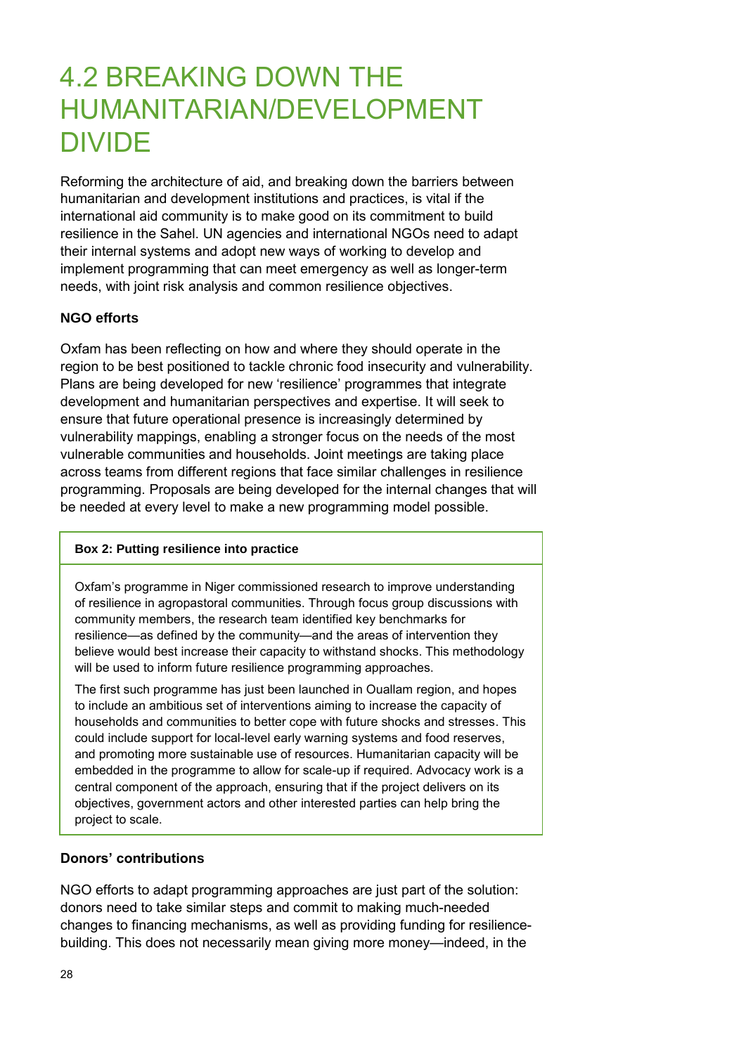# 4.2 BREAKING DOWN THE HUMANITARIAN/DEVELOPMENT DIVIDE

Reforming the architecture of aid, and breaking down the barriers between humanitarian and development institutions and practices, is vital if the international aid community is to make good on its commitment to build resilience in the Sahel. UN agencies and international NGOs need to adapt their internal systems and adopt new ways of working to develop and implement programming that can meet emergency as well as longer-term needs, with joint risk analysis and common resilience objectives.

**NGO efforts**

Oxfam has been reflecting on how and where they should operate in the region to be best positioned to tackle chronic food insecurity and vulnerability. Plans are being developed for new 'resilience' programmes that integrate development and humanitarian perspectives and expertise. It will seek to ensure that future operational presence is increasingly determined by vulnerability mappings, enabling a stronger focus on the needs of the most vulnerable communities and households. Joint meetings are taking place across teams from different regions that face similar challenges in resilience programming. Proposals are being developed for the internal changes that will be needed at every level to make a new programming model possible.

**Box 2: Putting resilience into practice**

Oxfam's programme in Niger commissioned research to improve understanding of resilience in agropastoral communities. Through focus group discussions with community members, the research team identified key benchmarks for resilience—as defined by the community—and the areas of intervention they believe would best increase their capacity to withstand shocks. This methodology will be used to inform future resilience programming approaches.

The first such programme has just been launched in Ouallam region, and hopes to include an ambitious set of interventions aiming to increase the capacity of households and communities to better cope with future shocks and stresses. This could include support for local-level early warning systems and food reserves, and promoting more sustainable use of resources. Humanitarian capacity will be embedded in the programme to allow for scale-up if required. Advocacy work is a central component of the approach, ensuring that if the project delivers on its objectives, government actors and other interested parties can help bring the project to scale.

**Donors' contributions**

NGO efforts to adapt programming approaches are just part of the solution: donors need to take similar steps and commit to making much-needed changes to financing mechanisms, as well as providing funding for resilience-building. This does not necessarily mean giving more money—indeed, in the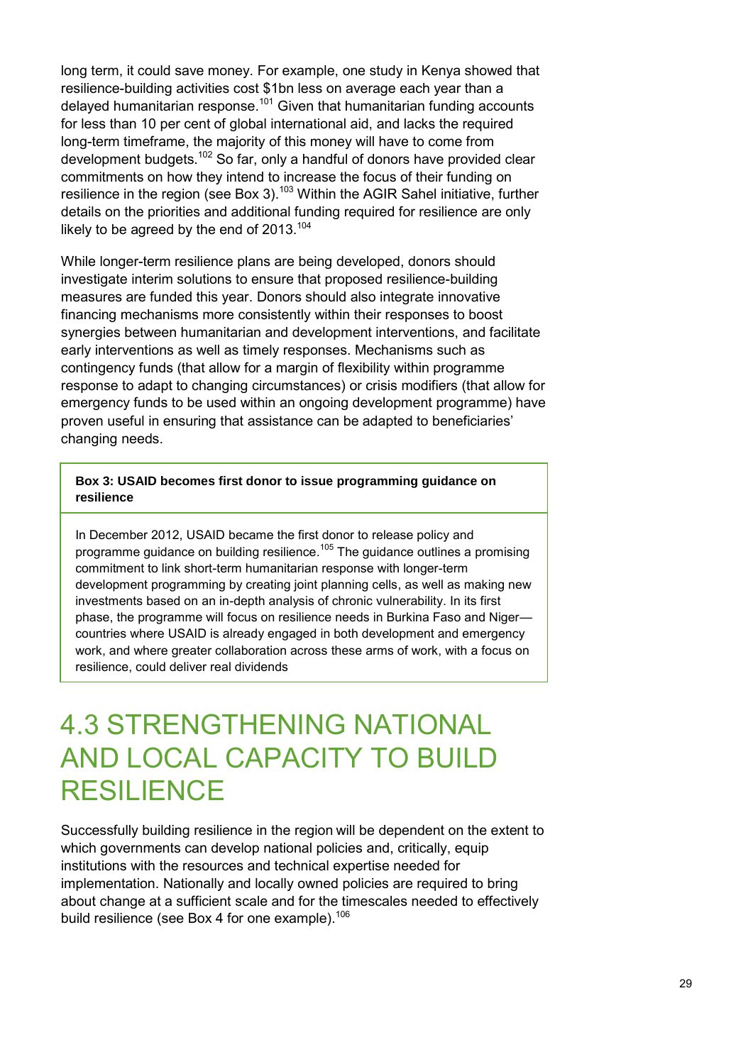long term, it could save money. For example, one study in Kenya showed that resilience-building activities cost $1bn less on average each year than a delayed humanitarian response.[101] Given that humanitarian funding accounts for less than 10 per cent of global international aid, and lacks the required long-term timeframe, the majority of this money will have to come from development budgets.[102] So far, only a handful of donors have provided clear commitments on how they intend to increase the focus of their funding on resilience in the region (see Box 3).[103] Within the AGIR Sahel initiative, further details on the priorities and additional funding required for resilience are only likely to be agreed by the end of 2013.[104]

While longer-term resilience plans are being developed, donors should investigate interim solutions to ensure that proposed resilience-building measures are funded this year. Donors should also integrate innovative financing mechanisms more consistently within their responses to boost synergies between humanitarian and development interventions, and facilitate early interventions as well as timely responses. Mechanisms such as contingency funds (that allow for a margin of flexibility within programme response to adapt to changing circumstances) or crisis modifiers (that allow for emergency funds to be used within an ongoing development programme) have proven useful in ensuring that assistance can be adapted to beneficiaries' changing needs.

**Box 3: USAID becomes first donor to issue programming guidance on resilience**

In December 2012, USAID became the first donor to release policy and programme guidance on building resilience.[105] The guidance outlines a promising commitment to link short-term humanitarian response with longer-term development programming by creating joint planning cells, as well as making new investments based on an in-depth analysis of chronic vulnerability. In its first phase, the programme will focus on resilience needs in Burkina Faso and Niger—countries where USAID is already engaged in both development and emergency work, and where greater collaboration across these arms of work, with a focus on resilience, could deliver real dividends

## 4.3 STRENGTHENING NATIONAL AND LOCAL CAPACITY TO BUILD RESILIENCE

Successfully building resilience in the region will be dependent on the extent to which governments can develop national policies and, critically, equip institutions with the resources and technical expertise needed for implementation. Nationally and locally owned policies are required to bring about change at a sufficient scale and for the timescales needed to effectively build resilience (see Box 4 for one example).[106]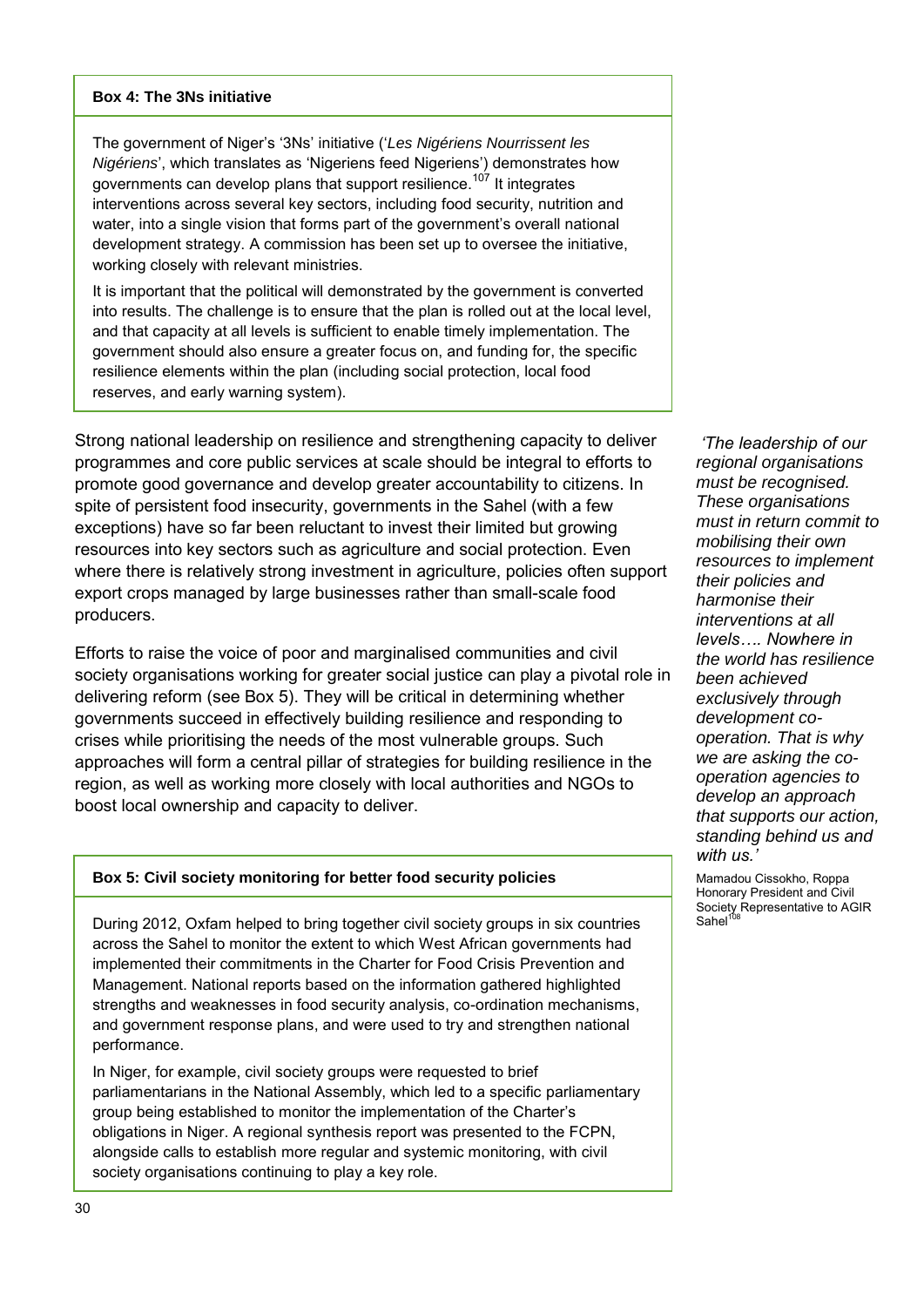**Box 4: The 3Ns initiative**

The government of Niger's '3Ns' initiative ('*Les Nigériens Nourrissent les Nigériens*', which translates as 'Nigeriens feed Nigeriens') demonstrates how governments can develop plans that support resilience.[107] It integrates interventions across several key sectors, including food security, nutrition and water, into a single vision that forms part of the government's overall national development strategy. A commission has been set up to oversee the initiative, working closely with relevant ministries.

It is important that the political will demonstrated by the government is converted into results. The challenge is to ensure that the plan is rolled out at the local level, and that capacity at all levels is sufficient to enable timely implementation. The government should also ensure a greater focus on, and funding for, the specific resilience elements within the plan (including social protection, local food reserves, and early warning system).

Strong national leadership on resilience and strengthening capacity to deliver programmes and core public services at scale should be integral to efforts to promote good governance and develop greater accountability to citizens. In spite of persistent food insecurity, governments in the Sahel (with a few exceptions) have so far been reluctant to invest their limited but growing resources into key sectors such as agriculture and social protection. Even where there is relatively strong investment in agriculture, policies often support export crops managed by large businesses rather than small-scale food producers.

Efforts to raise the voice of poor and marginalised communities and civil society organisations working for greater social justice can play a pivotal role in delivering reform (see Box 5). They will be critical in determining whether governments succeed in effectively building resilience and responding to crises while prioritising the needs of the most vulnerable groups. Such approaches will form a central pillar of strategies for building resilience in the region, as well as working more closely with local authorities and NGOs to boost local ownership and capacity to deliver.

*'The leadership of our regional organisations must be recognised. These organisations must in return commit to mobilising their own resources to implement their policies and harmonise their interventions at all levels…. Nowhere in the world has resilience been achieved exclusively through development co-operation. That is why we are asking the co-operation agencies to develop an approach that supports our action, standing behind us and with us.'*

Mamadou Cissokho, Roppa Honorary President and Civil Society Representative to AGIR Sahel[108]

**Box 5: Civil society monitoring for better food security policies**

During 2012, Oxfam helped to bring together civil society groups in six countries across the Sahel to monitor the extent to which West African governments had implemented their commitments in the Charter for Food Crisis Prevention and Management. National reports based on the information gathered highlighted strengths and weaknesses in food security analysis, co-ordination mechanisms, and government response plans, and were used to try and strengthen national performance.

In Niger, for example, civil society groups were requested to brief parliamentarians in the National Assembly, which led to a specific parliamentary group being established to monitor the implementation of the Charter's obligations in Niger. A regional synthesis report was presented to the FCPN, alongside calls to establish more regular and systemic monitoring, with civil society organisations continuing to play a key role.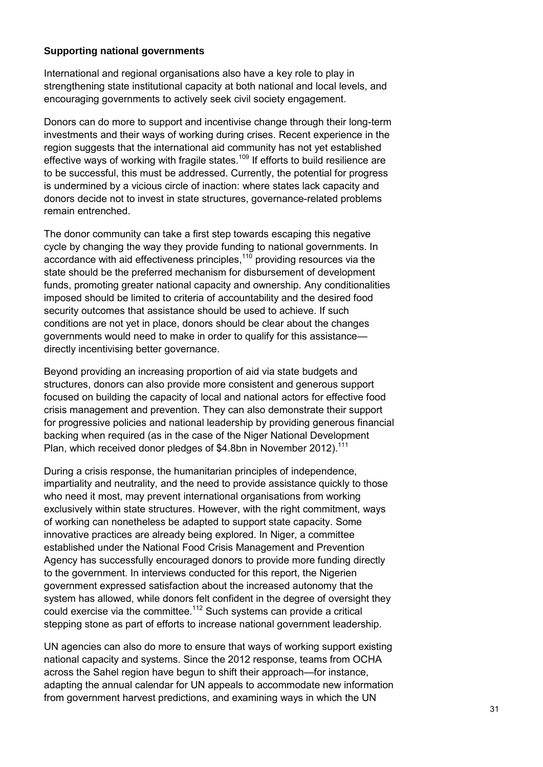**Supporting national governments**

International and regional organisations also have a key role to play in strengthening state institutional capacity at both national and local levels, and encouraging governments to actively seek civil society engagement.

Donors can do more to support and incentivise change through their long-term investments and their ways of working during crises. Recent experience in the region suggests that the international aid community has not yet established effective ways of working with fragile states.[109] If efforts to build resilience are to be successful, this must be addressed. Currently, the potential for progress is undermined by a vicious circle of inaction: where states lack capacity and donors decide not to invest in state structures, governance-related problems remain entrenched.

The donor community can take a first step towards escaping this negative cycle by changing the way they provide funding to national governments. In accordance with aid effectiveness principles,[110] providing resources via the state should be the preferred mechanism for disbursement of development funds, promoting greater national capacity and ownership. Any conditionalities imposed should be limited to criteria of accountability and the desired food security outcomes that assistance should be used to achieve. If such conditions are not yet in place, donors should be clear about the changes governments would need to make in order to qualify for this assistance—directly incentivising better governance.

Beyond providing an increasing proportion of aid via state budgets and structures, donors can also provide more consistent and generous support focused on building the capacity of local and national actors for effective food crisis management and prevention. They can also demonstrate their support for progressive policies and national leadership by providing generous financial backing when required (as in the case of the Niger National Development Plan, which received donor pledges of $4.8bn in November 2012).[111]

During a crisis response, the humanitarian principles of independence, impartiality and neutrality, and the need to provide assistance quickly to those who need it most, may prevent international organisations from working exclusively within state structures. However, with the right commitment, ways of working can nonetheless be adapted to support state capacity. Some innovative practices are already being explored. In Niger, a committee established under the National Food Crisis Management and Prevention Agency has successfully encouraged donors to provide more funding directly to the government. In interviews conducted for this report, the Nigerien government expressed satisfaction about the increased autonomy that the system has allowed, while donors felt confident in the degree of oversight they could exercise via the committee.[112] Such systems can provide a critical stepping stone as part of efforts to increase national government leadership.

UN agencies can also do more to ensure that ways of working support existing national capacity and systems. Since the 2012 response, teams from OCHA across the Sahel region have begun to shift their approach—for instance, adapting the annual calendar for UN appeals to accommodate new information from government harvest predictions, and examining ways in which the UN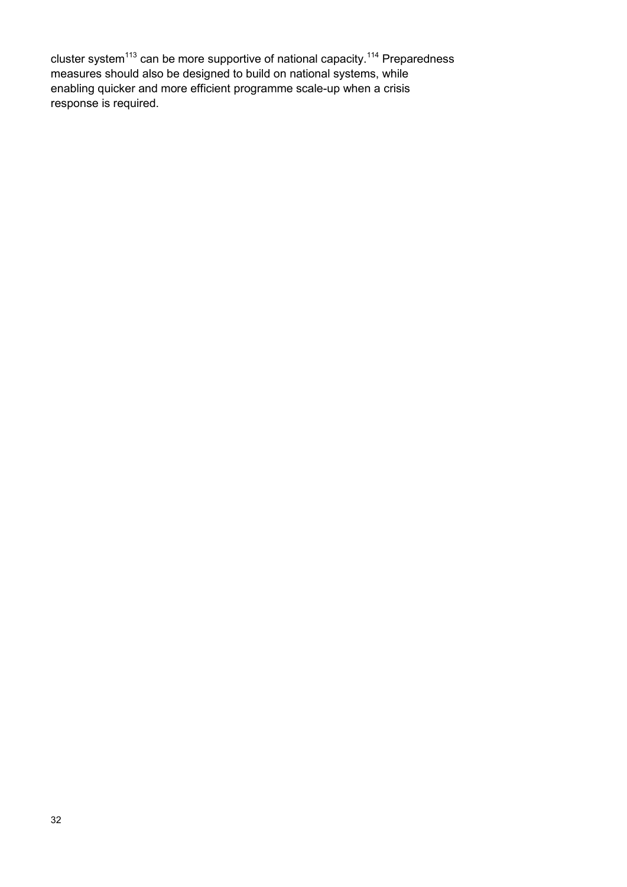cluster system[113] can be more supportive of national capacity.[114] Preparedness measures should also be designed to build on national systems, while enabling quicker and more efficient programme scale-up when a crisis response is required.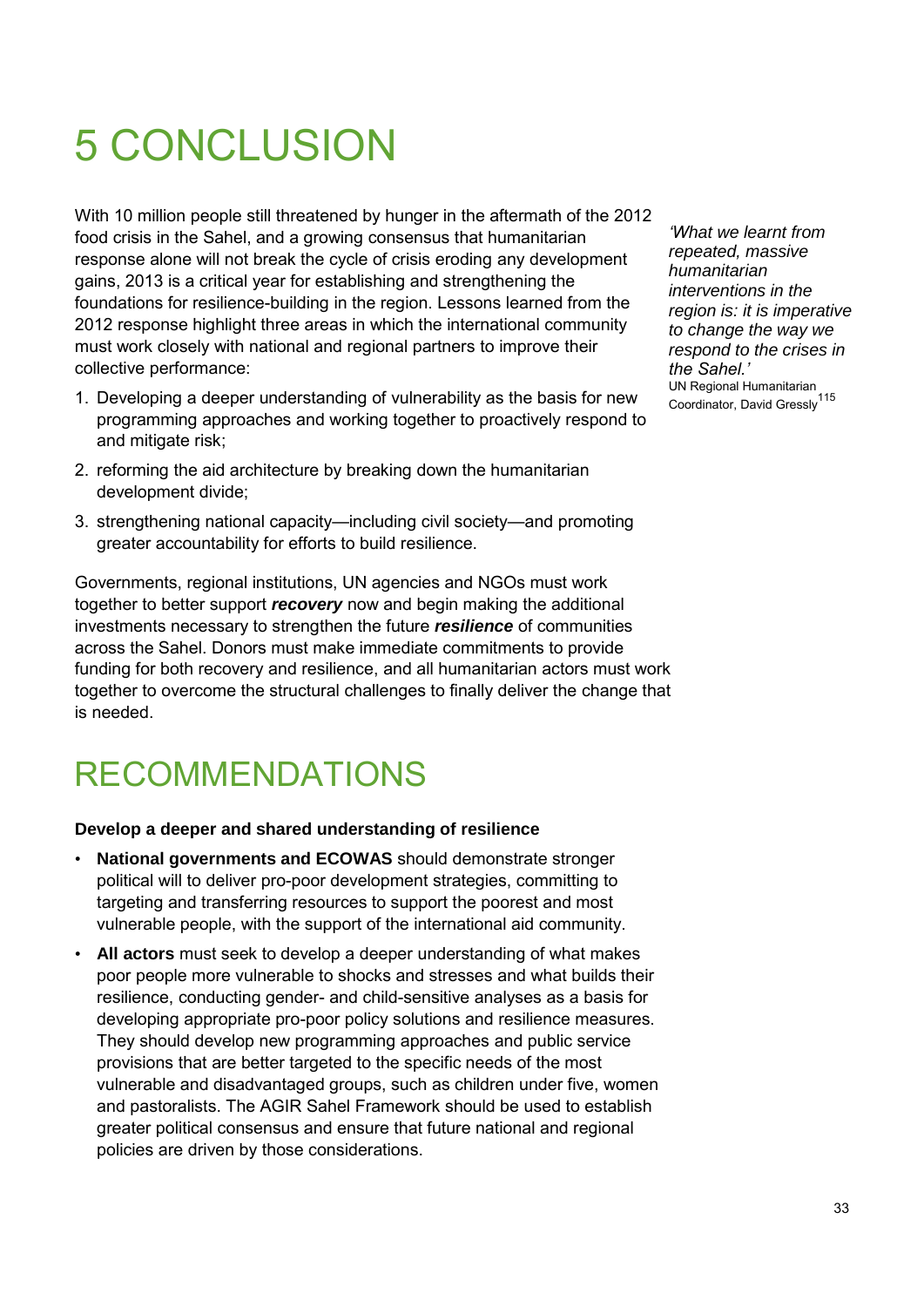# 5 CONCLUSION

With 10 million people still threatened by hunger in the aftermath of the 2012 food crisis in the Sahel, and a growing consensus that humanitarian response alone will not break the cycle of crisis eroding any development gains, 2013 is a critical year for establishing and strengthening the foundations for resilience-building in the region. Lessons learned from the 2012 response highlight three areas in which the international community must work closely with national and regional partners to improve their collective performance:

*'What we learnt from repeated, massive humanitarian interventions in the region is: it is imperative to change the way we respond to the crises in the Sahel.'*
UN Regional Humanitarian Coordinator, David Gressly[115]

1. Developing a deeper understanding of vulnerability as the basis for new programming approaches and working together to proactively respond to and mitigate risk;
2. reforming the aid architecture by breaking down the humanitarian development divide;
3. strengthening national capacity—including civil society—and promoting greater accountability for efforts to build resilience.

Governments, regional institutions, UN agencies and NGOs must work together to better support ***recovery*** now and begin making the additional investments necessary to strengthen the future ***resilience*** of communities across the Sahel. Donors must make immediate commitments to provide funding for both recovery and resilience, and all humanitarian actors must work together to overcome the structural challenges to finally deliver the change that is needed.

# RECOMMENDATIONS

**Develop a deeper and shared understanding of resilience**

- **National governments and ECOWAS** should demonstrate stronger political will to deliver pro-poor development strategies, committing to targeting and transferring resources to support the poorest and most vulnerable people, with the support of the international aid community.
- **All actors** must seek to develop a deeper understanding of what makes poor people more vulnerable to shocks and stresses and what builds their resilience, conducting gender- and child-sensitive analyses as a basis for developing appropriate pro-poor policy solutions and resilience measures. They should develop new programming approaches and public service provisions that are better targeted to the specific needs of the most vulnerable and disadvantaged groups, such as children under five, women and pastoralists. The AGIR Sahel Framework should be used to establish greater political consensus and ensure that future national and regional policies are driven by those considerations.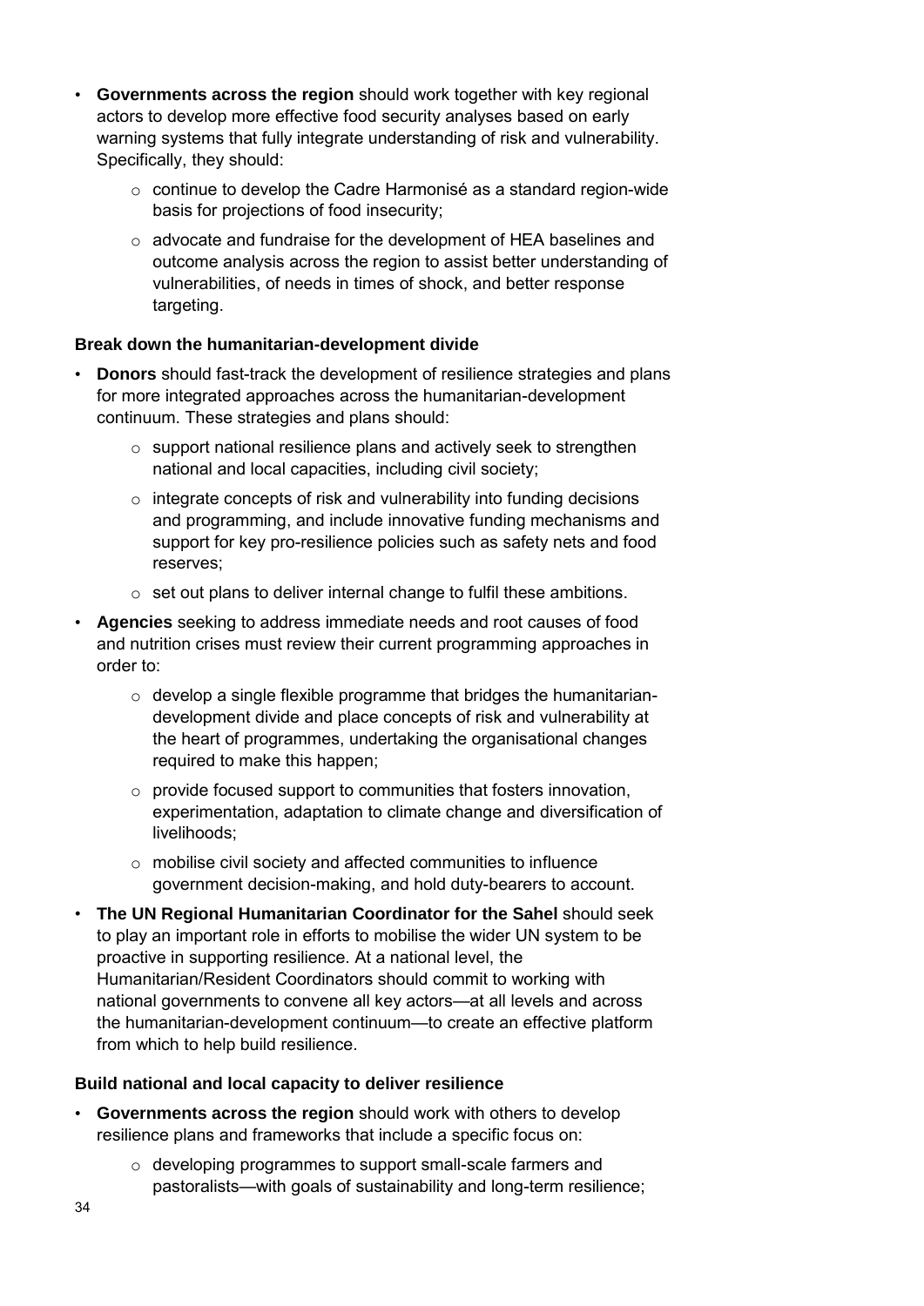- **Governments across the region** should work together with key regional actors to develop more effective food security analyses based on early warning systems that fully integrate understanding of risk and vulnerability. Specifically, they should:
  - continue to develop the Cadre Harmonisé as a standard region-wide basis for projections of food insecurity;
  - advocate and fundraise for the development of HEA baselines and outcome analysis across the region to assist better understanding of vulnerabilities, of needs in times of shock, and better response targeting.

**Break down the humanitarian-development divide**

- **Donors** should fast-track the development of resilience strategies and plans for more integrated approaches across the humanitarian-development continuum. These strategies and plans should:
  - support national resilience plans and actively seek to strengthen national and local capacities, including civil society;
  - integrate concepts of risk and vulnerability into funding decisions and programming, and include innovative funding mechanisms and support for key pro-resilience policies such as safety nets and food reserves;
  - set out plans to deliver internal change to fulfil these ambitions.
- **Agencies** seeking to address immediate needs and root causes of food and nutrition crises must review their current programming approaches in order to:
  - develop a single flexible programme that bridges the humanitarian-development divide and place concepts of risk and vulnerability at the heart of programmes, undertaking the organisational changes required to make this happen;
  - provide focused support to communities that fosters innovation, experimentation, adaptation to climate change and diversification of livelihoods;
  - mobilise civil society and affected communities to influence government decision-making, and hold duty-bearers to account.
- **The UN Regional Humanitarian Coordinator for the Sahel** should seek to play an important role in efforts to mobilise the wider UN system to be proactive in supporting resilience. At a national level, the Humanitarian/Resident Coordinators should commit to working with national governments to convene all key actors—at all levels and across the humanitarian-development continuum—to create an effective platform from which to help build resilience.

**Build national and local capacity to deliver resilience**

- **Governments across the region** should work with others to develop resilience plans and frameworks that include a specific focus on:
  - developing programmes to support small-scale farmers and pastoralists—with goals of sustainability and long-term resilience;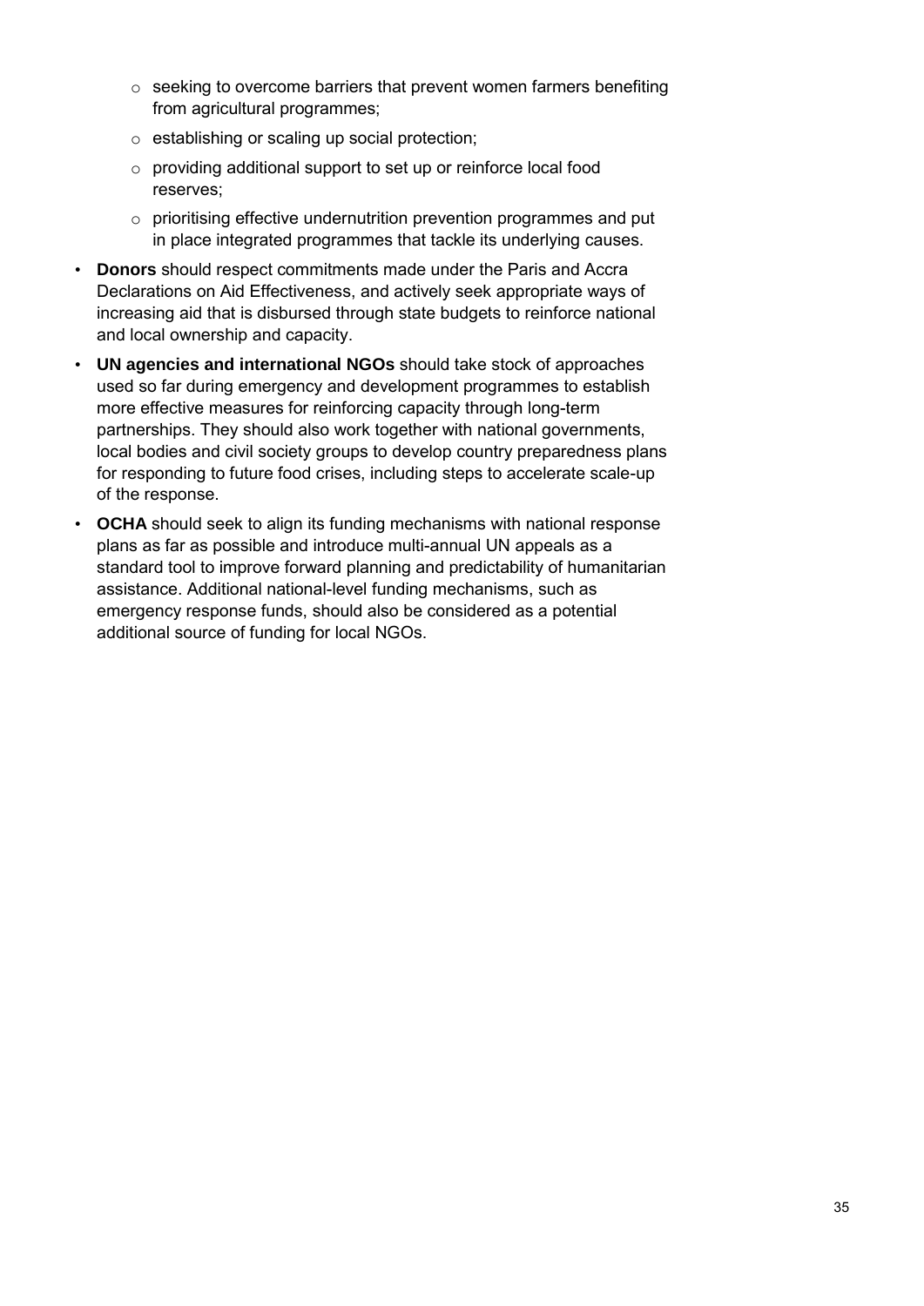- seeking to overcome barriers that prevent women farmers benefiting from agricultural programmes;
  - establishing or scaling up social protection;
  - providing additional support to set up or reinforce local food reserves;
  - prioritising effective undernutrition prevention programmes and put in place integrated programmes that tackle its underlying causes.

- **Donors** should respect commitments made under the Paris and Accra Declarations on Aid Effectiveness, and actively seek appropriate ways of increasing aid that is disbursed through state budgets to reinforce national and local ownership and capacity.
- **UN agencies and international NGOs** should take stock of approaches used so far during emergency and development programmes to establish more effective measures for reinforcing capacity through long-term partnerships. They should also work together with national governments, local bodies and civil society groups to develop country preparedness plans for responding to future food crises, including steps to accelerate scale-up of the response.
- **OCHA** should seek to align its funding mechanisms with national response plans as far as possible and introduce multi-annual UN appeals as a standard tool to improve forward planning and predictability of humanitarian assistance. Additional national-level funding mechanisms, such as emergency response funds, should also be considered as a potential additional source of funding for local NGOs.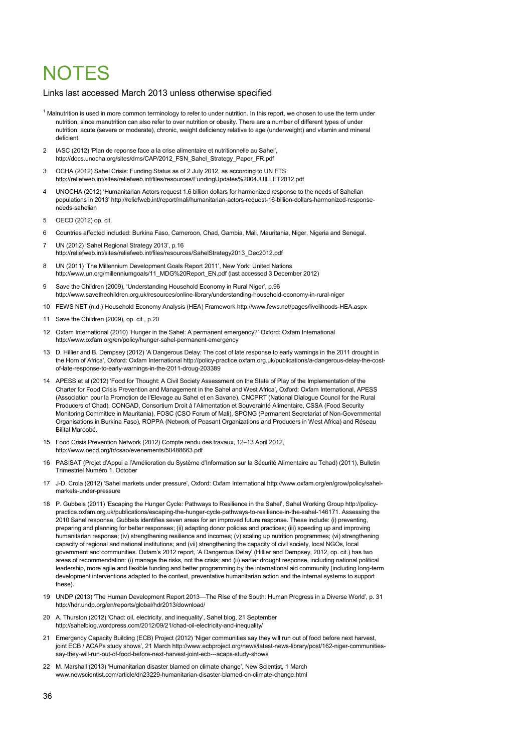# NOTES

Links last accessed March 2013 unless otherwise specified

1 Malnutrition is used in more common terminology to refer to under nutrition. In this report, we chosen to use the term under nutrition, since manutrition can also refer to over nutrition or obesity. There are a number of different types of under nutrition: acute (severe or moderate), chronic, weight deficiency relative to age (underweight) and vitamin and mineral deficient.

2 IASC (2012) 'Plan de reponse face a la crise alimentaire et nutritionnelle au Sahel', http://docs.unocha.org/sites/dms/CAP/2012_FSN_Sahel_Strategy_Paper_FR.pdf

3 OCHA (2012) Sahel Crisis: Funding Status as of 2 July 2012, as according to UN FTS http://reliefweb.int/sites/reliefweb.int/files/resources/FundingUpdates%2004JUILLET2012.pdf

4 UNOCHA (2012) 'Humanitarian Actors request 1.6 billion dollars for harmonized response to the needs of Sahelian populations in 2013' http://reliefweb.int/report/mali/humanitarian-actors-request-16-billion-dollars-harmonized-response-needs-sahelian

5 OECD (2012) op. cit.

6 Countries affected included: Burkina Faso, Cameroon, Chad, Gambia, Mali, Mauritania, Niger, Nigeria and Senegal.

7 UN (2012) 'Sahel Regional Strategy 2013', p.16 http://reliefweb.int/sites/reliefweb.int/files/resources/SahelStrategy2013_Dec2012.pdf

8 UN (2011) 'The Millennium Development Goals Report 2011', New York: United Nations http://www.un.org/millenniumgoals/11_MDG%20Report_EN.pdf (last accessed 3 December 2012)

9 Save the Children (2009), 'Understanding Household Economy in Rural Niger', p.96 http://www.savethechildren.org.uk/resources/online-library/understanding-household-economy-in-rural-niger

10 FEWS NET (n.d.) Household Economy Analysis (HEA) Framework http://www.fews.net/pages/livelihoods-HEA.aspx

11 Save the Children (2009), op. cit., p.20

12 Oxfam International (2010) 'Hunger in the Sahel: A permanent emergency?' Oxford: Oxfam International http://www.oxfam.org/en/policy/hunger-sahel-permanent-emergency

13 D. Hillier and B. Dempsey (2012) 'A Dangerous Delay: The cost of late response to early warnings in the 2011 drought in the Horn of Africa', Oxford: Oxfam International http://policy-practice.oxfam.org.uk/publications/a-dangerous-delay-the-cost-of-late-response-to-early-warnings-in-the-2011-droug-203389

14 APESS et al (2012) 'Food for Thought: A Civil Society Assessment on the State of Play of the Implementation of the Charter for Food Crisis Prevention and Management in the Sahel and West Africa', Oxford: Oxfam International, APESS (Association pour la Promotion de l'Elevage au Sahel et en Savane), CNCPRT (National Dialogue Council for the Rural Producers of Chad), CONGAD, Consortium Droit à l'Alimentation et Souveraineté Alimentaire, CSSA (Food Security Monitoring Committee in Mauritania), FOSC (CSO Forum of Mali), SPONG (Permanent Secretariat of Non-Governmental Organisations in Burkina Faso), ROPPA (Network of Peasant Organizations and Producers in West Africa) and Réseau Bilital Maroobé.

15 Food Crisis Prevention Network (2012) Compte rendu des travaux, 12–13 April 2012, http://www.oecd.org/fr/csao/evenements/50488663.pdf

16 PASISAT (Projet d'Appui a l'Amélioration du Système d'Information sur la Sécurité Alimentaire au Tchad) (2011), Bulletin Trimestriel Numéro 1, October

17 J-D. Crola (2012) 'Sahel markets under pressure', Oxford: Oxfam International http://www.oxfam.org/en/grow/policy/sahel-markets-under-pressure

18 P. Gubbels (2011) 'Escaping the Hunger Cycle: Pathways to Resilience in the Sahel', Sahel Working Group http://policy-practice.oxfam.org.uk/publications/escaping-the-hunger-cycle-pathways-to-resilience-in-the-sahel-146171. Assessing the 2010 Sahel response, Gubbels identifies seven areas for an improved future response. These include: (i) preventing, preparing and planning for better responses; (ii) adapting donor policies and practices; (iii) speeding up and improving humanitarian response; (iv) strengthening resilience and incomes; (v) scaling up nutrition programmes; (vi) strengthening capacity of regional and national institutions; and (vii) strengthening the capacity of civil society, local NGOs, local government and communities. Oxfam's 2012 report, 'A Dangerous Delay' (Hillier and Dempsey, 2012, op. cit.) has two areas of recommendation: (i) manage the risks, not the crisis; and (ii) earlier drought response, including national political leadership, more agile and flexible funding and better programming by the international aid community (including long-term development interventions adapted to the context, preventative humanitarian action and the internal systems to support these).

19 UNDP (2013) 'The Human Development Report 2013—The Rise of the South: Human Progress in a Diverse World', p. 31 http://hdr.undp.org/en/reports/global/hdr2013/download/

20 A. Thurston (2012) 'Chad: oil, electricity, and inequality', Sahel blog, 21 September http://sahelblog.wordpress.com/2012/09/21/chad-oil-electricity-and-inequality/

21 Emergency Capacity Building (ECB) Project (2012) 'Niger communities say they will run out of food before next harvest, joint ECB / ACAPs study shows', 21 March http://www.ecbproject.org/news/latest-news-library/post/162-niger-communities-say-they-will-run-out-of-food-before-next-harvest-joint-ecb---acaps-study-shows

22 M. Marshall (2013) 'Humanitarian disaster blamed on climate change', New Scientist, 1 March www.newscientist.com/article/dn23229-humanitarian-disaster-blamed-on-climate-change.html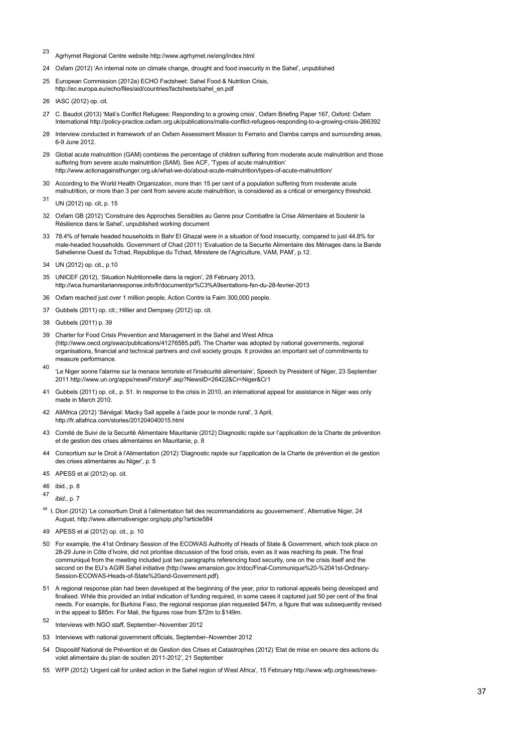23 Agrhymet Regional Centre website http://www.agrhymet.ne/eng/index.html

24 Oxfam (2012) 'An internal note on climate change, drought and food insecurity in the Sahel', unpublished

25 European Commission (2012a) ECHO Factsheet: Sahel Food & Nutrition Crisis, http://ec.europa.eu/echo/files/aid/countries/factsheets/sahel_en.pdf

26 IASC (2012) op. cit.

27 C. Baudot (2013) 'Mali's Conflict Refugees: Responding to a growing crisis', Oxfam Briefing Paper 167, Oxford: Oxfam International http://policy-practice.oxfam.org.uk/publications/malis-conflict-refugees-responding-to-a-growing-crisis-266392

28 Interview conducted in framework of an Oxfam Assessment Mission to Ferrario and Damba camps and surrounding areas, 6-9 June 2012.

29 Global acute malnutrition (GAM) combines the percentage of children suffering from moderate acute malnutrition and those suffering from severe acute malnutrition (SAM). See ACF, 'Types of acute malnutrition' http://www.actionagainsthunger.org.uk/what-we-do/about-acute-malnutrition/types-of-acute-malnutrition/

30 According to the World Health Organization, more than 15 per cent of a population suffering from moderate acute malnutrition, or more than 3 per cent from severe acute malnutrition, is considered as a critical or emergency threshold.

31 UN (2012) op. cit, p. 15

32 Oxfam GB (2012) 'Construire des Approches Sensibles au Genre pour Combattre la Crise Alimentaire et Soutenir la Résilience dans le Sahel', unpublished working document

33 78.4% of female headed households in Bahr El Ghazal were in a situation of food insecurity, compared to just 44.8% for male-headed households. Government of Chad (2011) 'Evaluation de la Securite Alimentaire des Ménages dans la Bande Sahelienne Ouest du Tchad, Republique du Tchad, Ministere de l'Agriculture, VAM, PAM', p.12.

34 UN (2012) op. cit., p.10

35 UNICEF (2012), 'Situation Nutritionnelle dans la region', 28 February 2013, http://wca.humanitarianresponse.info/fr/document/pr%C3%A9sentations-fsn-du-28-fevrier-2013

36 Oxfam reached just over 1 million people, Action Contre la Faim 300,000 people.

37 Gubbels (2011) op. cit.; Hillier and Dempsey (2012) op. cit.

38 Gubbels (2011) p. 39

39 Charter for Food Crisis Prevention and Management in the Sahel and West Africa (http://www.oecd.org/swac/publications/41276585.pdf). The Charter was adopted by national governments, regional organisations, financial and technical partners and civil society groups. It provides an important set of commitments to measure performance.

40 'Le Niger sonne l'alarme sur la menace terroriste et l'insécurité alimentaire', Speech by President of Niger, 23 September 2011 http://www.un.org/apps/newsFr/storyF.asp?NewsID=26422&Cr=Niger&Cr1

41 Gubbels (2011) op. cit., p. 51. In response to the crisis in 2010, an international appeal for assistance in Niger was only made in March 2010.

42 AllAfrica (2012) 'Sénégal: Macky Sall appelle à l'aide pour le monde rural', 3 April, http://fr.allafrica.com/stories/201204040015.html

43 Comité de Suivi de la Securité Alimentaire Mauritanie (2012) Diagnostic rapide sur l'application de la Charte de prévention et de gestion des crises alimentaires en Mauritanie, p. 8

44 Consortium sur le Droit à l'Alimentation (2012) 'Diagnostic rapide sur l'application de la Charte de prévention et de gestion des crises alimentaires au Niger', p. 5

45 APESS et al (2012) op. cit.

46 ibid., p. 8

47 *ibid*., p. 7

48 I. Diori (2012) 'Le consortium Droit à l'alimentation fait des recommandations au gouvernement', Alternative Niger, 24 August, http://www.alternativeniger.org/spip.php?article584

49 APESS et al (2012) op. cit., p. 10

50 For example, the 41st Ordinary Session of the ECOWAS Authority of Heads of State & Government, which took place on 28-29 June in Côte d'Ivoire, did not prioritise discussion of the food crisis, even as it was reaching its peak. The final communiqué from the meeting included just two paragraphs referencing food security, one on the crisis itself and the second on the EU's AGIR Sahel initiative (http://www.emansion.gov.lr/doc/Final-Communique%20-%2041st-Ordinary-Session-ECOWAS-Heads-of-State%20and-Government.pdf).

51 A regional response plan had been developed at the beginning of the year, prior to national appeals being developed and finalised. While this provided an initial indication of funding required, in some cases it captured just 50 per cent of the final needs. For example, for Burkina Faso, the regional response plan requested $47m, a figure that was subsequently revised in the appeal to $85m. For Mali, the figures rose from $72m to $149m.

52 Interviews with NGO staff, September–November 2012

53 Interviews with national government officials, September–November 2012

54 Dispositif National de Prévention et de Gestion des Crises et Catastrophes (2012) 'Etat de mise en oeuvre des actions du volet alimentaire du plan de soutien 2011-2012', 21 September

55 WFP (2012) 'Urgent call for united action in the Sahel region of West Africa', 15 February http://www.wfp.org/news/news-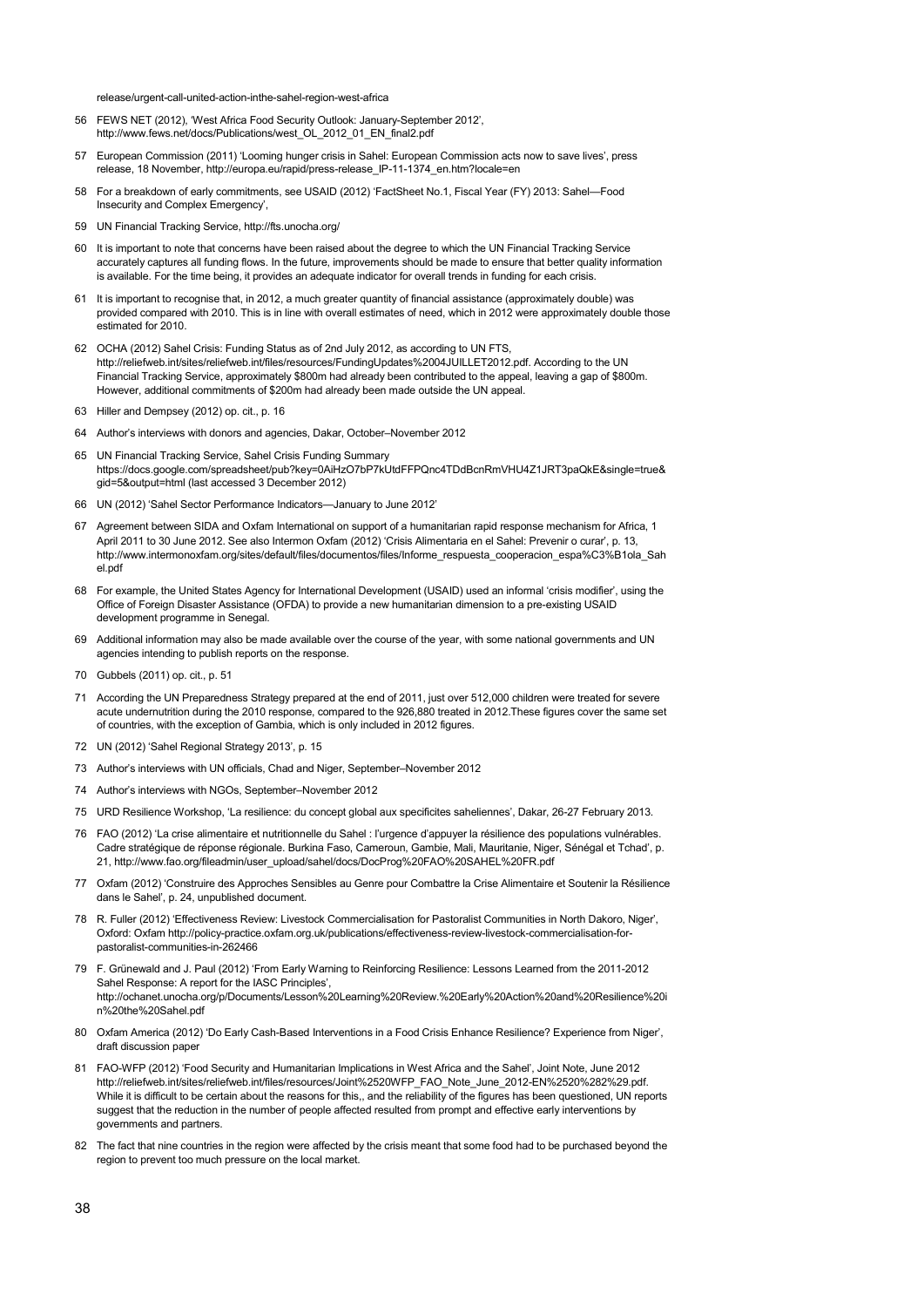release/urgent-call-united-action-inthe-sahel-region-west-africa

56 FEWS NET (2012), 'West Africa Food Security Outlook: January-September 2012', http://www.fews.net/docs/Publications/west_OL_2012_01_EN_final2.pdf

57 European Commission (2011) 'Looming hunger crisis in Sahel: European Commission acts now to save lives', press release, 18 November, http://europa.eu/rapid/press-release_IP-11-1374_en.htm?locale=en

58 For a breakdown of early commitments, see USAID (2012) 'FactSheet No.1, Fiscal Year (FY) 2013: Sahel—Food Insecurity and Complex Emergency',

59 UN Financial Tracking Service, http://fts.unocha.org/

60 It is important to note that concerns have been raised about the degree to which the UN Financial Tracking Service accurately captures all funding flows. In the future, improvements should be made to ensure that better quality information is available. For the time being, it provides an adequate indicator for overall trends in funding for each crisis.

61 It is important to recognise that, in 2012, a much greater quantity of financial assistance (approximately double) was provided compared with 2010. This is in line with overall estimates of need, which in 2012 were approximately double those estimated for 2010.

62 OCHA (2012) Sahel Crisis: Funding Status as of 2nd July 2012, as according to UN FTS, http://reliefweb.int/sites/reliefweb.int/files/resources/FundingUpdates%2004JUILLET2012.pdf. According to the UN Financial Tracking Service, approximately $800m had already been contributed to the appeal, leaving a gap of $800m. However, additional commitments of $200m had already been made outside the UN appeal.

63 Hiller and Dempsey (2012) op. cit., p. 16

64 Author's interviews with donors and agencies, Dakar, October–November 2012

65 UN Financial Tracking Service, Sahel Crisis Funding Summary https://docs.google.com/spreadsheet/pub?key=0AiHzO7bP7kUtdFFPQnc4TDdBcnRmVHU4Z1JRT3paQkE&single=true&gid=5&output=html (last accessed 3 December 2012)

66 UN (2012) 'Sahel Sector Performance Indicators—January to June 2012'

67 Agreement between SIDA and Oxfam International on support of a humanitarian rapid response mechanism for Africa, 1 April 2011 to 30 June 2012. See also Intermon Oxfam (2012) 'Crisis Alimentaria en el Sahel: Prevenir o curar', p. 13, http://www.intermonoxfam.org/sites/default/files/documentos/files/Informe_respuesta_cooperacion_espa%C3%B1ola_Sahel.pdf

68 For example, the United States Agency for International Development (USAID) used an informal 'crisis modifier', using the Office of Foreign Disaster Assistance (OFDA) to provide a new humanitarian dimension to a pre-existing USAID development programme in Senegal.

69 Additional information may also be made available over the course of the year, with some national governments and UN agencies intending to publish reports on the response.

70 Gubbels (2011) op. cit., p. 51

71 According the UN Preparedness Strategy prepared at the end of 2011, just over 512,000 children were treated for severe acute undernutrition during the 2010 response, compared to the 926,880 treated in 2012.These figures cover the same set of countries, with the exception of Gambia, which is only included in 2012 figures.

72 UN (2012) 'Sahel Regional Strategy 2013', p. 15

73 Author's interviews with UN officials, Chad and Niger, September–November 2012

74 Author's interviews with NGOs, September–November 2012

75 URD Resilience Workshop, 'La resilience: du concept global aux specificites saheliennes', Dakar, 26-27 February 2013.

76 FAO (2012) 'La crise alimentaire et nutritionnelle du Sahel : l'urgence d'appuyer la résilience des populations vulnérables. Cadre stratégique de réponse régionale. Burkina Faso, Cameroun, Gambie, Mali, Mauritanie, Niger, Sénégal et Tchad', p. 21, http://www.fao.org/fileadmin/user_upload/sahel/docs/DocProg%20FAO%20SAHEL%20FR.pdf

77 Oxfam (2012) 'Construire des Approches Sensibles au Genre pour Combattre la Crise Alimentaire et Soutenir la Résilience dans le Sahel', p. 24, unpublished document.

78 R. Fuller (2012) 'Effectiveness Review: Livestock Commercialisation for Pastoralist Communities in North Dakoro, Niger', Oxford: Oxfam http://policy-practice.oxfam.org.uk/publications/effectiveness-review-livestock-commercialisation-for-pastoralist-communities-in-262466

79 F. Grünewald and J. Paul (2012) 'From Early Warning to Reinforcing Resilience: Lessons Learned from the 2011-2012 Sahel Response: A report for the IASC Principles', http://ochanet.unocha.org/p/Documents/Lesson%20Learning%20Review.%20Early%20Action%20and%20Resilience%20in%20the%20Sahel.pdf

80 Oxfam America (2012) 'Do Early Cash-Based Interventions in a Food Crisis Enhance Resilience? Experience from Niger', draft discussion paper

81 FAO-WFP (2012) 'Food Security and Humanitarian Implications in West Africa and the Sahel', Joint Note, June 2012 http://reliefweb.int/sites/reliefweb.int/files/resources/Joint%2520WFP_FAO_Note_June_2012-EN%2520%282%29.pdf. While it is difficult to be certain about the reasons for this,, and the reliability of the figures has been questioned, UN reports suggest that the reduction in the number of people affected resulted from prompt and effective early interventions by governments and partners.

82 The fact that nine countries in the region were affected by the crisis meant that some food had to be purchased beyond the region to prevent too much pressure on the local market.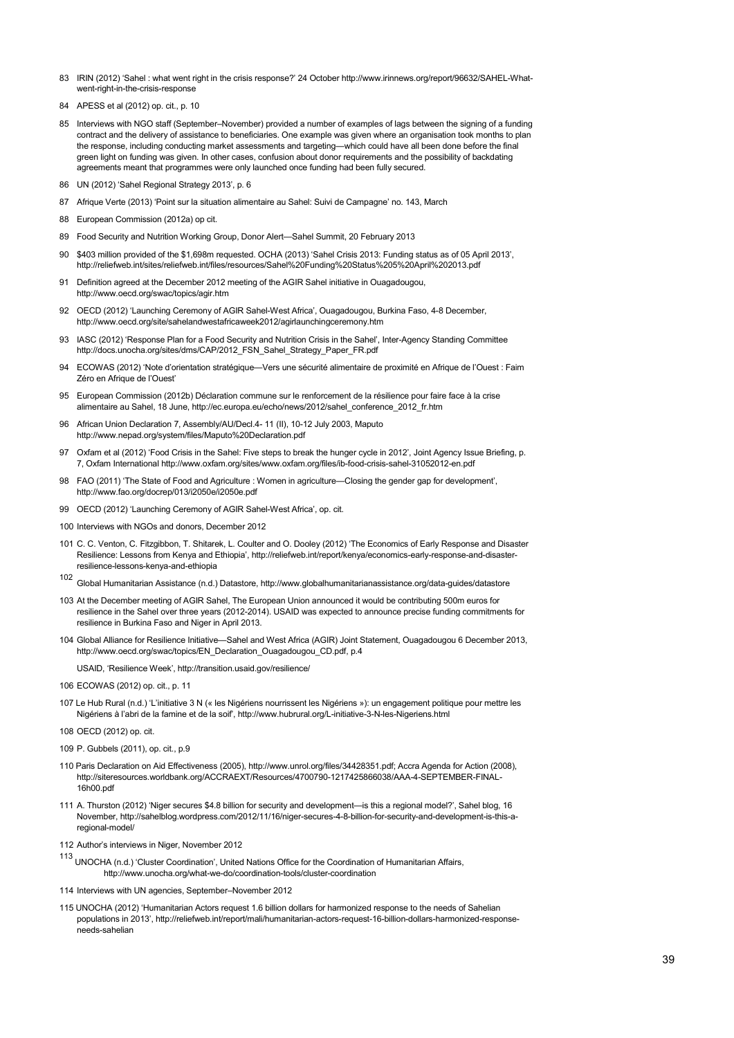83 IRIN (2012) 'Sahel : what went right in the crisis response?' 24 October http://www.irinnews.org/report/96632/SAHEL-What-went-right-in-the-crisis-response

84 APESS et al (2012) op. cit., p. 10

85 Interviews with NGO staff (September–November) provided a number of examples of lags between the signing of a funding contract and the delivery of assistance to beneficiaries. One example was given where an organisation took months to plan the response, including conducting market assessments and targeting—which could have all been done before the final green light on funding was given. In other cases, confusion about donor requirements and the possibility of backdating agreements meant that programmes were only launched once funding had been fully secured.

86 UN (2012) 'Sahel Regional Strategy 2013', p. 6

87 Afrique Verte (2013) 'Point sur la situation alimentaire au Sahel: Suivi de Campagne' no. 143, March

88 European Commission (2012a) op cit.

89 Food Security and Nutrition Working Group, Donor Alert—Sahel Summit, 20 February 2013

90 $403 million provided of the $1,698m requested. OCHA (2013) 'Sahel Crisis 2013: Funding status as of 05 April 2013', http://reliefweb.int/sites/reliefweb.int/files/resources/Sahel%20Funding%20Status%205%20April%202013.pdf

91 Definition agreed at the December 2012 meeting of the AGIR Sahel initiative in Ouagadougou, http://www.oecd.org/swac/topics/agir.htm

92 OECD (2012) 'Launching Ceremony of AGIR Sahel-West Africa', Ouagadougou, Burkina Faso, 4-8 December, http://www.oecd.org/site/sahelandwestafricaweek2012/agirlaunchingceremony.htm

93 IASC (2012) 'Response Plan for a Food Security and Nutrition Crisis in the Sahel', Inter-Agency Standing Committee http://docs.unocha.org/sites/dms/CAP/2012_FSN_Sahel_Strategy_Paper_FR.pdf

94 ECOWAS (2012) 'Note d'orientation stratégique—Vers une sécurité alimentaire de proximité en Afrique de l'Ouest : Faim Zéro en Afrique de l'Ouest'

95 European Commission (2012b) Déclaration commune sur le renforcement de la résilience pour faire face à la crise alimentaire au Sahel, 18 June, http://ec.europa.eu/echo/news/2012/sahel_conference_2012_fr.htm

96 African Union Declaration 7, Assembly/AU/Decl.4- 11 (II), 10-12 July 2003, Maputo http://www.nepad.org/system/files/Maputo%20Declaration.pdf

97 Oxfam et al (2012) 'Food Crisis in the Sahel: Five steps to break the hunger cycle in 2012', Joint Agency Issue Briefing, p. 7, Oxfam International http://www.oxfam.org/sites/www.oxfam.org/files/ib-food-crisis-sahel-31052012-en.pdf

98 FAO (2011) 'The State of Food and Agriculture : Women in agriculture—Closing the gender gap for development', http://www.fao.org/docrep/013/i2050e/i2050e.pdf

99 OECD (2012) 'Launching Ceremony of AGIR Sahel-West Africa', op. cit.

100 Interviews with NGOs and donors, December 2012

101 C. C. Venton, C. Fitzgibbon, T. Shitarek, L. Coulter and O. Dooley (2012) 'The Economics of Early Response and Disaster Resilience: Lessons from Kenya and Ethiopia', http://reliefweb.int/report/kenya/economics-early-response-and-disaster-resilience-lessons-kenya-and-ethiopia

102 Global Humanitarian Assistance (n.d.) Datastore, http://www.globalhumanitarianassistance.org/data-guides/datastore

103 At the December meeting of AGIR Sahel, The European Union announced it would be contributing 500m euros for resilience in the Sahel over three years (2012-2014). USAID was expected to announce precise funding commitments for resilience in Burkina Faso and Niger in April 2013.

104 Global Alliance for Resilience Initiative—Sahel and West Africa (AGIR) Joint Statement, Ouagadougou 6 December 2013, http://www.oecd.org/swac/topics/EN_Declaration_Ouagadougou_CD.pdf, p.4

USAID, 'Resilience Week', http://transition.usaid.gov/resilience/

106 ECOWAS (2012) op. cit., p. 11

107 Le Hub Rural (n.d.) 'L'initiative 3 N (« les Nigériens nourrissent les Nigériens »): un engagement politique pour mettre les Nigériens à l'abri de la famine et de la soif', http://www.hubrural.org/L-initiative-3-N-les-Nigeriens.html

108 OECD (2012) op. cit.

109 P. Gubbels (2011), op. cit., p.9

110 Paris Declaration on Aid Effectiveness (2005), http://www.unrol.org/files/34428351.pdf; Accra Agenda for Action (2008), http://siteresources.worldbank.org/ACCRAEXT/Resources/4700790-1217425866038/AAA-4-SEPTEMBER-FINAL-16h00.pdf

111 A. Thurston (2012) 'Niger secures $4.8 billion for security and development—is this a regional model?', Sahel blog, 16 November, http://sahelblog.wordpress.com/2012/11/16/niger-secures-4-8-billion-for-security-and-development-is-this-a-regional-model/

112 Author's interviews in Niger, November 2012

113 UNOCHA (n.d.) 'Cluster Coordination', United Nations Office for the Coordination of Humanitarian Affairs, http://www.unocha.org/what-we-do/coordination-tools/cluster-coordination

114 Interviews with UN agencies, September–November 2012

115 UNOCHA (2012) 'Humanitarian Actors request 1.6 billion dollars for harmonized response to the needs of Sahelian populations in 2013', http://reliefweb.int/report/mali/humanitarian-actors-request-16-billion-dollars-harmonized-response-needs-sahelian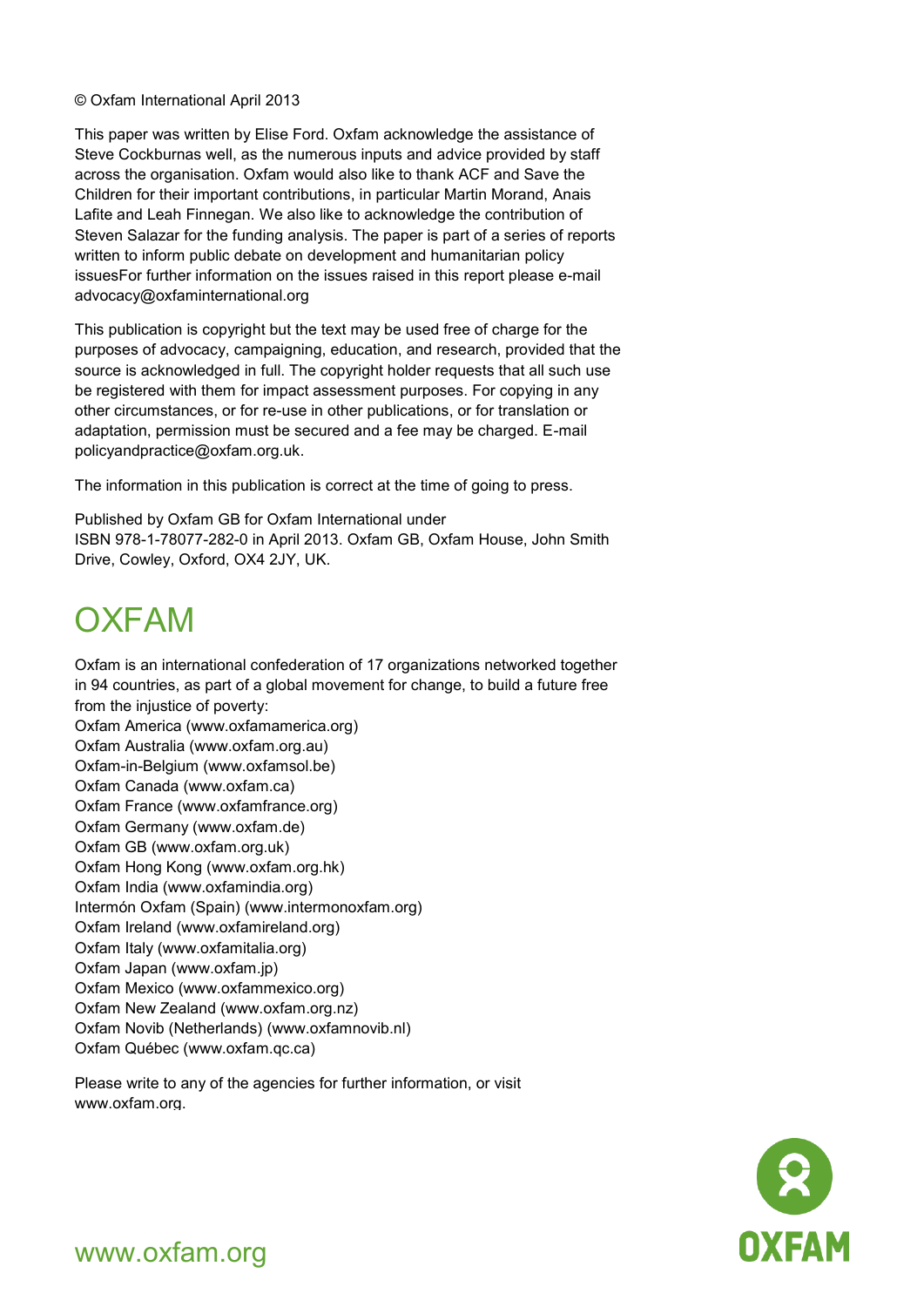© Oxfam International April 2013

This paper was written by Elise Ford. Oxfam acknowledge the assistance of Steve Cockburnas well, as the numerous inputs and advice provided by staff across the organisation. Oxfam would also like to thank ACF and Save the Children for their important contributions, in particular Martin Morand, Anais Lafite and Leah Finnegan. We also like to acknowledge the contribution of Steven Salazar for the funding analysis. The paper is part of a series of reports written to inform public debate on development and humanitarian policy issuesFor further information on the issues raised in this report please e-mail advocacy@oxfaminternational.org

This publication is copyright but the text may be used free of charge for the purposes of advocacy, campaigning, education, and research, provided that the source is acknowledged in full. The copyright holder requests that all such use be registered with them for impact assessment purposes. For copying in any other circumstances, or for re-use in other publications, or for translation or adaptation, permission must be secured and a fee may be charged. E-mail policyandpractice@oxfam.org.uk.

The information in this publication is correct at the time of going to press.

Published by Oxfam GB for Oxfam International under
ISBN 978-1-78077-282-0 in April 2013. Oxfam GB, Oxfam House, John Smith Drive, Cowley, Oxford, OX4 2JY, UK.

# OXFAM

Oxfam is an international confederation of 17 organizations networked together in 94 countries, as part of a global movement for change, to build a future free from the injustice of poverty:
Oxfam America (www.oxfamamerica.org)
Oxfam Australia (www.oxfam.org.au)
Oxfam-in-Belgium (www.oxfamsol.be)
Oxfam Canada (www.oxfam.ca)
Oxfam France (www.oxfamfrance.org)
Oxfam Germany (www.oxfam.de)
Oxfam GB (www.oxfam.org.uk)
Oxfam Hong Kong (www.oxfam.org.hk)
Oxfam India (www.oxfamindia.org)
Intermón Oxfam (Spain) (www.intermonoxfam.org)
Oxfam Ireland (www.oxfamireland.org)
Oxfam Italy (www.oxfamitalia.org)
Oxfam Japan (www.oxfam.jp)
Oxfam Mexico (www.oxfammexico.org)
Oxfam New Zealand (www.oxfam.org.nz)
Oxfam Novib (Netherlands) (www.oxfamnovib.nl)
Oxfam Québec (www.oxfam.qc.ca)

Please write to any of the agencies for further information, or visit www.oxfam.org.

www.oxfam.org